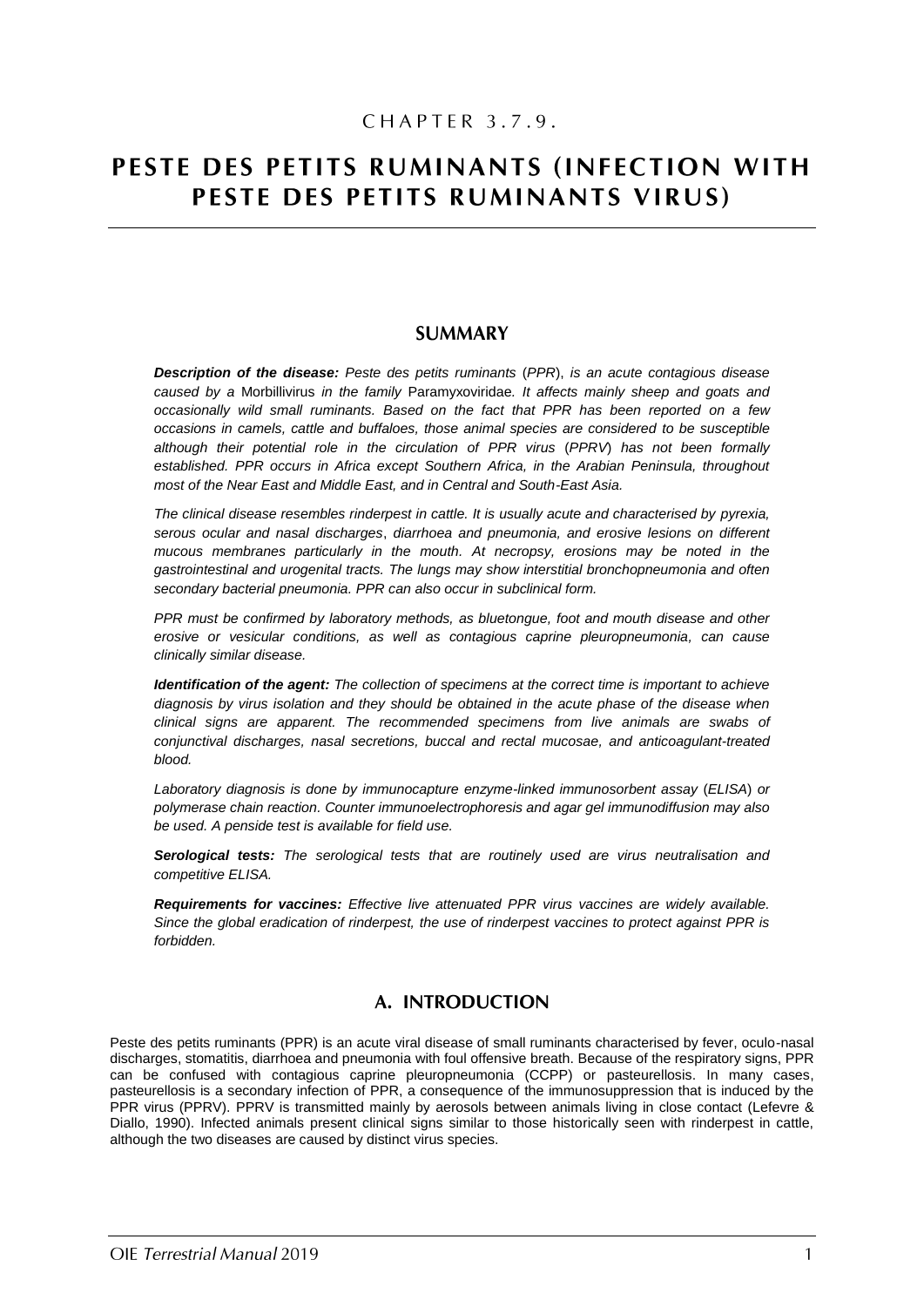CHAPTER 3.7.9.

# PESTE DES PETITS RUMINANTS (INFECTION WITH PESTE DES PETITS RUMINANTS VIRUS)

## SUMMARY

***Description of the disease:*** *Peste des petits ruminants* (*PPR*), *is an acute contagious disease caused by a* Morbillivirus *in the family* Paramyxoviridae*. It affects mainly sheep and goats and occasionally wild small ruminants. Based on the fact that PPR has been reported on a few occasions in camels, cattle and buffaloes, those animal species are considered to be susceptible although their potential role in the circulation of PPR virus* (*PPRV*) *has not been formally established. PPR occurs in Africa except Southern Africa, in the Arabian Peninsula, throughout most of the Near East and Middle East, and in Central and South-East Asia.*

*The clinical disease resembles rinderpest in cattle. It is usually acute and characterised by pyrexia, serous ocular and nasal discharges, diarrhoea and pneumonia, and erosive lesions on different mucous membranes particularly in the mouth. At necropsy, erosions may be noted in the gastrointestinal and urogenital tracts. The lungs may show interstitial bronchopneumonia and often secondary bacterial pneumonia. PPR can also occur in subclinical form.*

*PPR must be confirmed by laboratory methods, as bluetongue, foot and mouth disease and other erosive or vesicular conditions, as well as contagious caprine pleuropneumonia, can cause clinically similar disease.*

***Identification of the agent:*** *The collection of specimens at the correct time is important to achieve diagnosis by virus isolation and they should be obtained in the acute phase of the disease when clinical signs are apparent. The recommended specimens from live animals are swabs of conjunctival discharges, nasal secretions, buccal and rectal mucosae, and anticoagulant-treated blood.*

*Laboratory diagnosis is done by immunocapture enzyme-linked immunosorbent assay* (*ELISA*) *or polymerase chain reaction. Counter immunoelectrophoresis and agar gel immunodiffusion may also be used. A penside test is available for field use.*

***Serological tests:*** *The serological tests that are routinely used are virus neutralisation and competitive ELISA.*

***Requirements for vaccines:*** *Effective live attenuated PPR virus vaccines are widely available. Since the global eradication of rinderpest, the use of rinderpest vaccines to protect against PPR is forbidden.*

## A. INTRODUCTION

Peste des petits ruminants (PPR) is an acute viral disease of small ruminants characterised by fever, oculo-nasal discharges, stomatitis, diarrhoea and pneumonia with foul offensive breath. Because of the respiratory signs, PPR can be confused with contagious caprine pleuropneumonia (CCPP) or pasteurellosis. In many cases, pasteurellosis is a secondary infection of PPR, a consequence of the immunosuppression that is induced by the PPR virus (PPRV). PPRV is transmitted mainly by aerosols between animals living in close contact (Lefevre & Diallo, 1990). Infected animals present clinical signs similar to those historically seen with rinderpest in cattle, although the two diseases are caused by distinct virus species.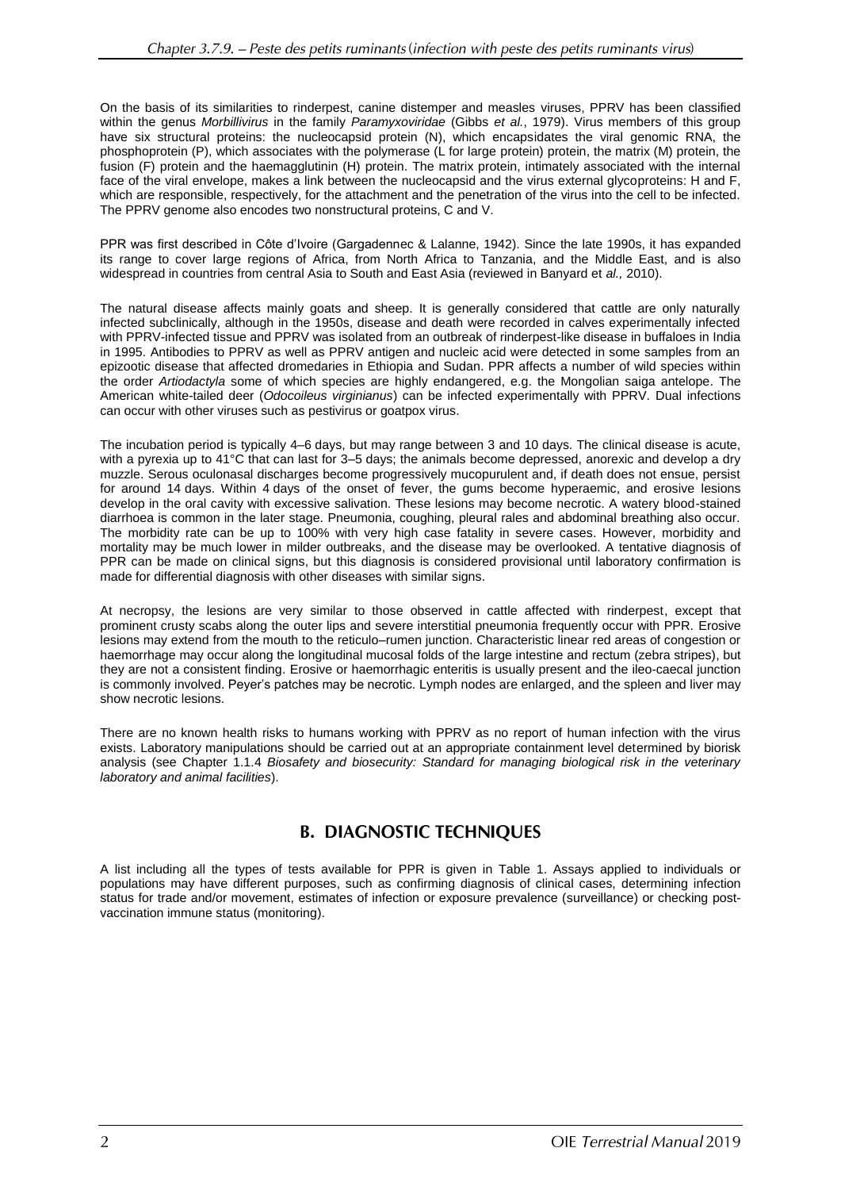On the basis of its similarities to rinderpest, canine distemper and measles viruses, PPRV has been classified within the genus *Morbillivirus* in the family *Paramyxoviridae* (Gibbs *et al.*, 1979). Virus members of this group have six structural proteins: the nucleocapsid protein (N), which encapsidates the viral genomic RNA, the phosphoprotein (P), which associates with the polymerase (L for large protein) protein, the matrix (M) protein, the fusion (F) protein and the haemagglutinin (H) protein. The matrix protein, intimately associated with the internal face of the viral envelope, makes a link between the nucleocapsid and the virus external glycoproteins: H and F, which are responsible, respectively, for the attachment and the penetration of the virus into the cell to be infected. The PPRV genome also encodes two nonstructural proteins, C and V.

PPR was first described in Côte d'Ivoire (Gargadennec & Lalanne, 1942). Since the late 1990s, it has expanded its range to cover large regions of Africa, from North Africa to Tanzania, and the Middle East, and is also widespread in countries from central Asia to South and East Asia (reviewed in Banyard et *al.,* 2010).

The natural disease affects mainly goats and sheep. It is generally considered that cattle are only naturally infected subclinically, although in the 1950s, disease and death were recorded in calves experimentally infected with PPRV-infected tissue and PPRV was isolated from an outbreak of rinderpest-like disease in buffaloes in India in 1995. Antibodies to PPRV as well as PPRV antigen and nucleic acid were detected in some samples from an epizootic disease that affected dromedaries in Ethiopia and Sudan. PPR affects a number of wild species within the order *Artiodactyla* some of which species are highly endangered, e.g. the Mongolian saiga antelope. The American white-tailed deer (*Odocoileus virginianus*) can be infected experimentally with PPRV. Dual infections can occur with other viruses such as pestivirus or goatpox virus.

The incubation period is typically 4–6 days, but may range between 3 and 10 days. The clinical disease is acute, with a pyrexia up to 41°C that can last for 3–5 days; the animals become depressed, anorexic and develop a dry muzzle. Serous oculonasal discharges become progressively mucopurulent and, if death does not ensue, persist for around 14 days. Within 4 days of the onset of fever, the gums become hyperaemic, and erosive lesions develop in the oral cavity with excessive salivation. These lesions may become necrotic. A watery blood-stained diarrhoea is common in the later stage. Pneumonia, coughing, pleural rales and abdominal breathing also occur. The morbidity rate can be up to 100% with very high case fatality in severe cases. However, morbidity and mortality may be much lower in milder outbreaks, and the disease may be overlooked. A tentative diagnosis of PPR can be made on clinical signs, but this diagnosis is considered provisional until laboratory confirmation is made for differential diagnosis with other diseases with similar signs.

At necropsy, the lesions are very similar to those observed in cattle affected with rinderpest, except that prominent crusty scabs along the outer lips and severe interstitial pneumonia frequently occur with PPR. Erosive lesions may extend from the mouth to the reticulo–rumen junction. Characteristic linear red areas of congestion or haemorrhage may occur along the longitudinal mucosal folds of the large intestine and rectum (zebra stripes), but they are not a consistent finding. Erosive or haemorrhagic enteritis is usually present and the ileo-caecal junction is commonly involved. Peyer's patches may be necrotic. Lymph nodes are enlarged, and the spleen and liver may show necrotic lesions.

There are no known health risks to humans working with PPRV as no report of human infection with the virus exists. Laboratory manipulations should be carried out at an appropriate containment level determined by biorisk analysis (see Chapter 1.1.4 *Biosafety and biosecurity: Standard for managing biological risk in the veterinary laboratory and animal facilities*).

## B. DIAGNOSTIC TECHNIQUES

A list including all the types of tests available for PPR is given in Table 1. Assays applied to individuals or populations may have different purposes, such as confirming diagnosis of clinical cases, determining infection status for trade and/or movement, estimates of infection or exposure prevalence (surveillance) or checking post-vaccination immune status (monitoring).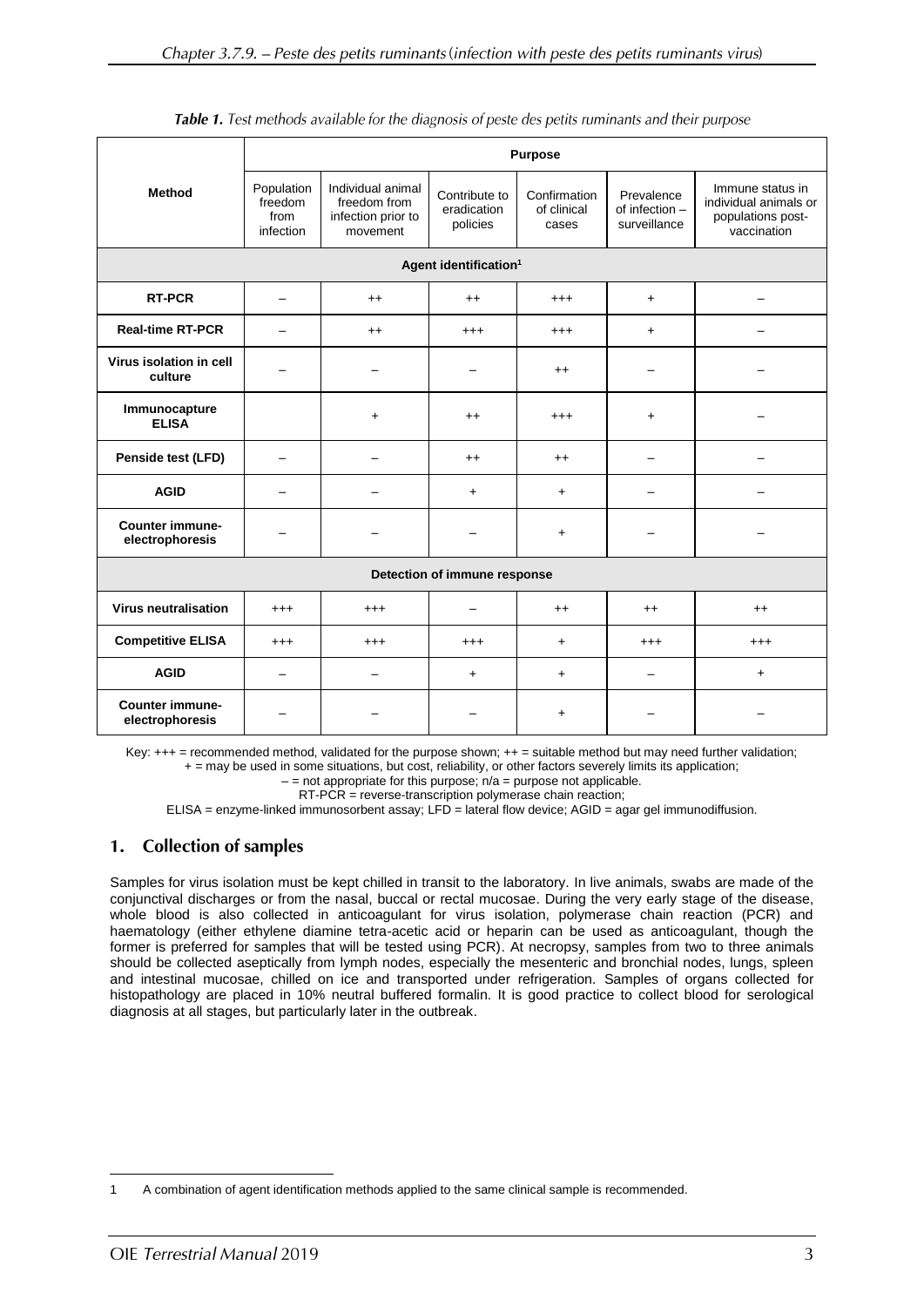***Table 1.** Test methods available for the diagnosis of peste des petits ruminants and their purpose*

| Method | Purpose | | | | | |
|---|---|---|---|---|---|---|
| | Population freedom from infection | Individual animal freedom from infection prior to movement | Contribute to eradication policies | Confirmation of clinical cases | Prevalence of infection – surveillance | Immune status in individual animals or populations post-vaccination |
| **Agent identification[1]** | | | | | | |
| **RT-PCR** | – | ++ | ++ | +++ | + | – |
| **Real-time RT-PCR** | – | ++ | +++ | +++ | + | – |
| **Virus isolation in cell culture** | – | – | – | ++ | – | – |
| **Immunocapture ELISA** | | + | ++ | +++ | + | – |
| **Penside test (LFD)** | – | – | ++ | ++ | – | – |
| **AGID** | – | – | + | + | – | – |
| **Counter immune-electrophoresis** | – | – | – | + | – | – |
| **Detection of immune response** | | | | | | |
| **Virus neutralisation** | +++ | +++ | – | ++ | ++ | ++ |
| **Competitive ELISA** | +++ | +++ | +++ | + | +++ | +++ |
| **AGID** | – | – | + | + | – | + |
| **Counter immune-electrophoresis** | – | – | – | + | – | – |

Key: +++ = recommended method, validated for the purpose shown; ++ = suitable method but may need further validation;
+ = may be used in some situations, but cost, reliability, or other factors severely limits its application;
– = not appropriate for this purpose; n/a = purpose not applicable.
RT-PCR = reverse-transcription polymerase chain reaction;
ELISA = enzyme-linked immunosorbent assay; LFD = lateral flow device; AGID = agar gel immunodiffusion.

## 1. Collection of samples

Samples for virus isolation must be kept chilled in transit to the laboratory. In live animals, swabs are made of the conjunctival discharges or from the nasal, buccal or rectal mucosae. During the very early stage of the disease, whole blood is also collected in anticoagulant for virus isolation, polymerase chain reaction (PCR) and haematology (either ethylene diamine tetra-acetic acid or heparin can be used as anticoagulant, though the former is preferred for samples that will be tested using PCR). At necropsy, samples from two to three animals should be collected aseptically from lymph nodes, especially the mesenteric and bronchial nodes, lungs, spleen and intestinal mucosae, chilled on ice and transported under refrigeration. Samples of organs collected for histopathology are placed in 10% neutral buffered formalin. It is good practice to collect blood for serological diagnosis at all stages, but particularly later in the outbreak.

---

1 A combination of agent identification methods applied to the same clinical sample is recommended.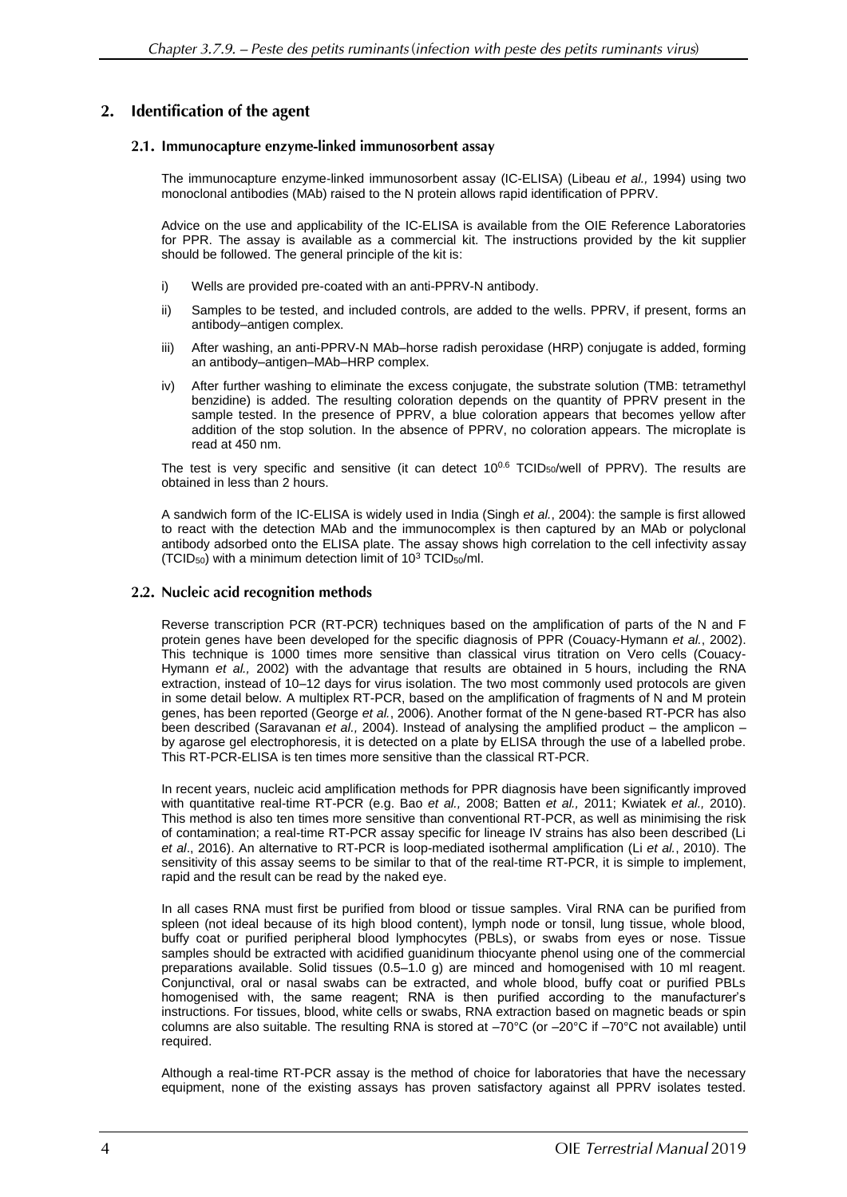## 2. Identification of the agent

### 2.1. Immunocapture enzyme-linked immunosorbent assay

The immunocapture enzyme-linked immunosorbent assay (IC-ELISA) (Libeau *et al.,* 1994) using two monoclonal antibodies (MAb) raised to the N protein allows rapid identification of PPRV.

Advice on the use and applicability of the IC-ELISA is available from the OIE Reference Laboratories for PPR. The assay is available as a commercial kit. The instructions provided by the kit supplier should be followed. The general principle of the kit is:

i) Wells are provided pre-coated with an anti-PPRV-N antibody.

ii) Samples to be tested, and included controls, are added to the wells. PPRV, if present, forms an antibody–antigen complex.

iii) After washing, an anti-PPRV-N MAb–horse radish peroxidase (HRP) conjugate is added, forming an antibody–antigen–MAb–HRP complex.

iv) After further washing to eliminate the excess conjugate, the substrate solution (TMB: tetramethyl benzidine) is added. The resulting coloration depends on the quantity of PPRV present in the sample tested. In the presence of PPRV, a blue coloration appears that becomes yellow after addition of the stop solution. In the absence of PPRV, no coloration appears. The microplate is read at 450 nm.

The test is very specific and sensitive (it can detect $10^{0.6}$ $TCID_{50}$/well of PPRV). The results are obtained in less than 2 hours.

A sandwich form of the IC-ELISA is widely used in India (Singh *et al.*, 2004): the sample is first allowed to react with the detection MAb and the immunocomplex is then captured by an MAb or polyclonal antibody adsorbed onto the ELISA plate. The assay shows high correlation to the cell infectivity assay ($TCID_{50}$) with a minimum detection limit of $10^3$ $TCID_{50}$/ml.

### 2.2. Nucleic acid recognition methods

Reverse transcription PCR (RT-PCR) techniques based on the amplification of parts of the N and F protein genes have been developed for the specific diagnosis of PPR (Couacy-Hymann *et al.*, 2002). This technique is 1000 times more sensitive than classical virus titration on Vero cells (Couacy-Hymann *et al.,* 2002) with the advantage that results are obtained in 5 hours, including the RNA extraction, instead of 10–12 days for virus isolation. The two most commonly used protocols are given in some detail below. A multiplex RT-PCR, based on the amplification of fragments of N and M protein genes, has been reported (George *et al.*, 2006). Another format of the N gene-based RT-PCR has also been described (Saravanan *et al.,* 2004). Instead of analysing the amplified product – the amplicon – by agarose gel electrophoresis, it is detected on a plate by ELISA through the use of a labelled probe. This RT-PCR-ELISA is ten times more sensitive than the classical RT-PCR.

In recent years, nucleic acid amplification methods for PPR diagnosis have been significantly improved with quantitative real-time RT-PCR (e.g. Bao *et al.,* 2008; Batten *et al.,* 2011; Kwiatek *et al.,* 2010). This method is also ten times more sensitive than conventional RT-PCR, as well as minimising the risk of contamination; a real-time RT-PCR assay specific for lineage IV strains has also been described (Li *et al*., 2016). An alternative to RT-PCR is loop-mediated isothermal amplification (Li *et al.*, 2010). The sensitivity of this assay seems to be similar to that of the real-time RT-PCR, it is simple to implement, rapid and the result can be read by the naked eye.

In all cases RNA must first be purified from blood or tissue samples. Viral RNA can be purified from spleen (not ideal because of its high blood content), lymph node or tonsil, lung tissue, whole blood, buffy coat or purified peripheral blood lymphocytes (PBLs), or swabs from eyes or nose. Tissue samples should be extracted with acidified guanidinum thiocyante phenol using one of the commercial preparations available. Solid tissues (0.5–1.0 g) are minced and homogenised with 10 ml reagent. Conjunctival, oral or nasal swabs can be extracted, and whole blood, buffy coat or purified PBLs homogenised with, the same reagent; RNA is then purified according to the manufacturer's instructions. For tissues, blood, white cells or swabs, RNA extraction based on magnetic beads or spin columns are also suitable. The resulting RNA is stored at –70°C (or –20°C if –70°C not available) until required.

Although a real-time RT-PCR assay is the method of choice for laboratories that have the necessary equipment, none of the existing assays has proven satisfactory against all PPRV isolates tested.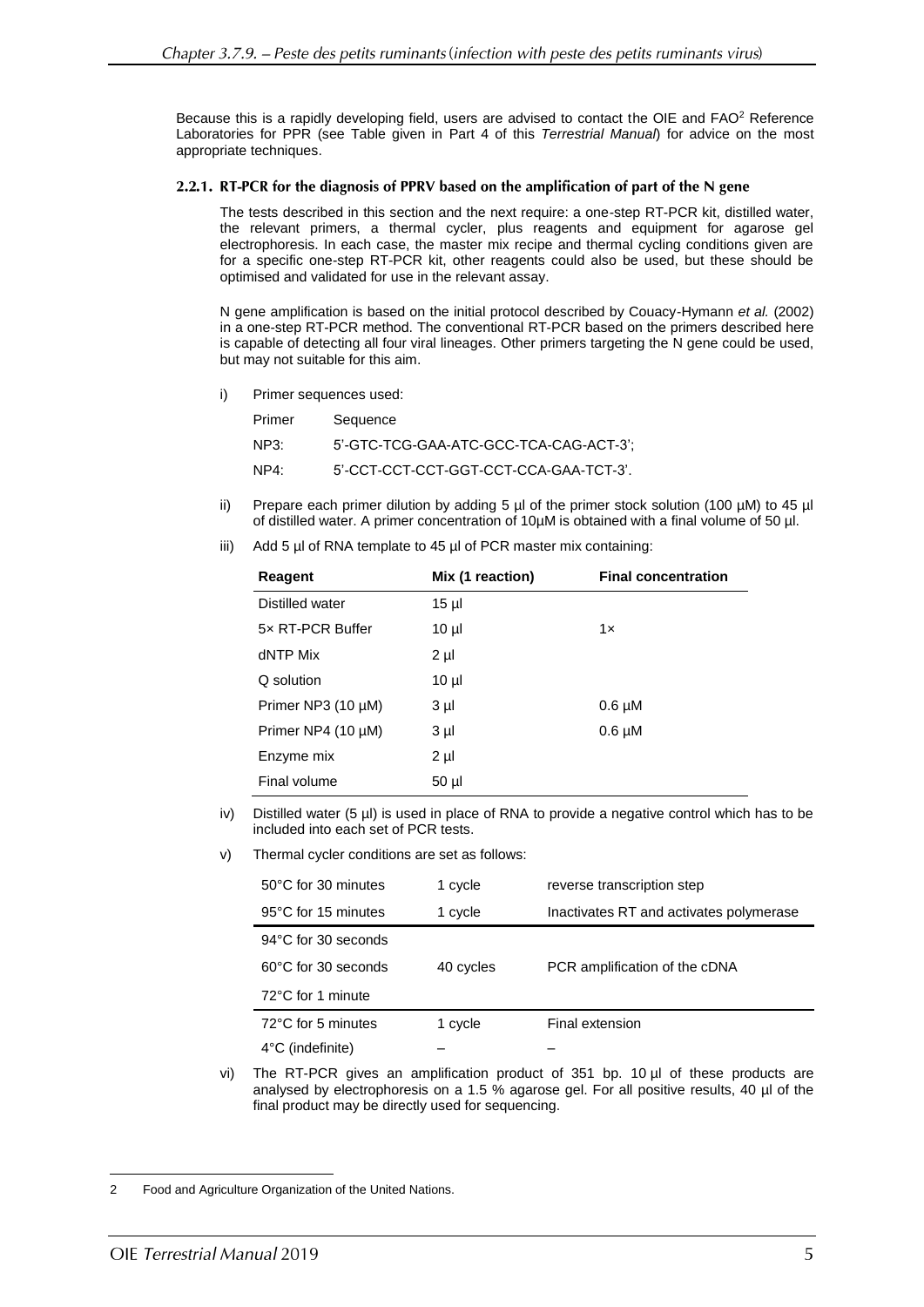Because this is a rapidly developing field, users are advised to contact the OIE and FAO[2] Reference Laboratories for PPR (see Table given in Part 4 of this *Terrestrial Manual*) for advice on the most appropriate techniques.

#### 2.2.1. RT-PCR for the diagnosis of PPRV based on the amplification of part of the N gene

The tests described in this section and the next require: a one-step RT-PCR kit, distilled water, the relevant primers, a thermal cycler, plus reagents and equipment for agarose gel electrophoresis. In each case, the master mix recipe and thermal cycling conditions given are for a specific one-step RT-PCR kit, other reagents could also be used, but these should be optimised and validated for use in the relevant assay.

N gene amplification is based on the initial protocol described by Couacy-Hymann *et al.* (2002) in a one-step RT-PCR method. The conventional RT-PCR based on the primers described here is capable of detecting all four viral lineages. Other primers targeting the N gene could be used, but may not suitable for this aim.

i) Primer sequences used:

| Primer | Sequence |
|---|---|
| NP3: | 5'-GTC-TCG-GAA-ATC-GCC-TCA-CAG-ACT-3'; |
| NP4: | 5'-CCT-CCT-CCT-GGT-CCT-CCA-GAA-TCT-3'. |

ii) Prepare each primer dilution by adding 5 µl of the primer stock solution (100 µM) to 45 µl of distilled water. A primer concentration of 10µM is obtained with a final volume of 50 µl.

iii) Add 5 µl of RNA template to 45 µl of PCR master mix containing:

| Reagent | Mix (1 reaction) | Final concentration |
|---|---|---|
| Distilled water | 15 µl | |
| 5× RT-PCR Buffer | 10 µl | 1× |
| dNTP Mix | 2 µl | |
| Q solution | 10 µl | |
| Primer NP3 (10 µM) | 3 µl | 0.6 µM |
| Primer NP4 (10 µM) | 3 µl | 0.6 µM |
| Enzyme mix | 2 µl | |
| Final volume | 50 µl | |

iv) Distilled water (5 µl) is used in place of RNA to provide a negative control which has to be included into each set of PCR tests.

v) Thermal cycler conditions are set as follows:

| | | |
|---|---|---|
| 50°C for 30 minutes | 1 cycle | reverse transcription step |
| 95°C for 15 minutes | 1 cycle | Inactivates RT and activates polymerase |
| 94°C for 30 seconds<br>60°C for 30 seconds<br>72°C for 1 minute | 40 cycles | PCR amplification of the cDNA |
| 72°C for 5 minutes | 1 cycle | Final extension |
| 4°C (indefinite) | – | – |

vi) The RT-PCR gives an amplification product of 351 bp. 10 µl of these products are analysed by electrophoresis on a 1.5 % agarose gel. For all positive results, 40 µl of the final product may be directly used for sequencing.

---

2 Food and Agriculture Organization of the United Nations.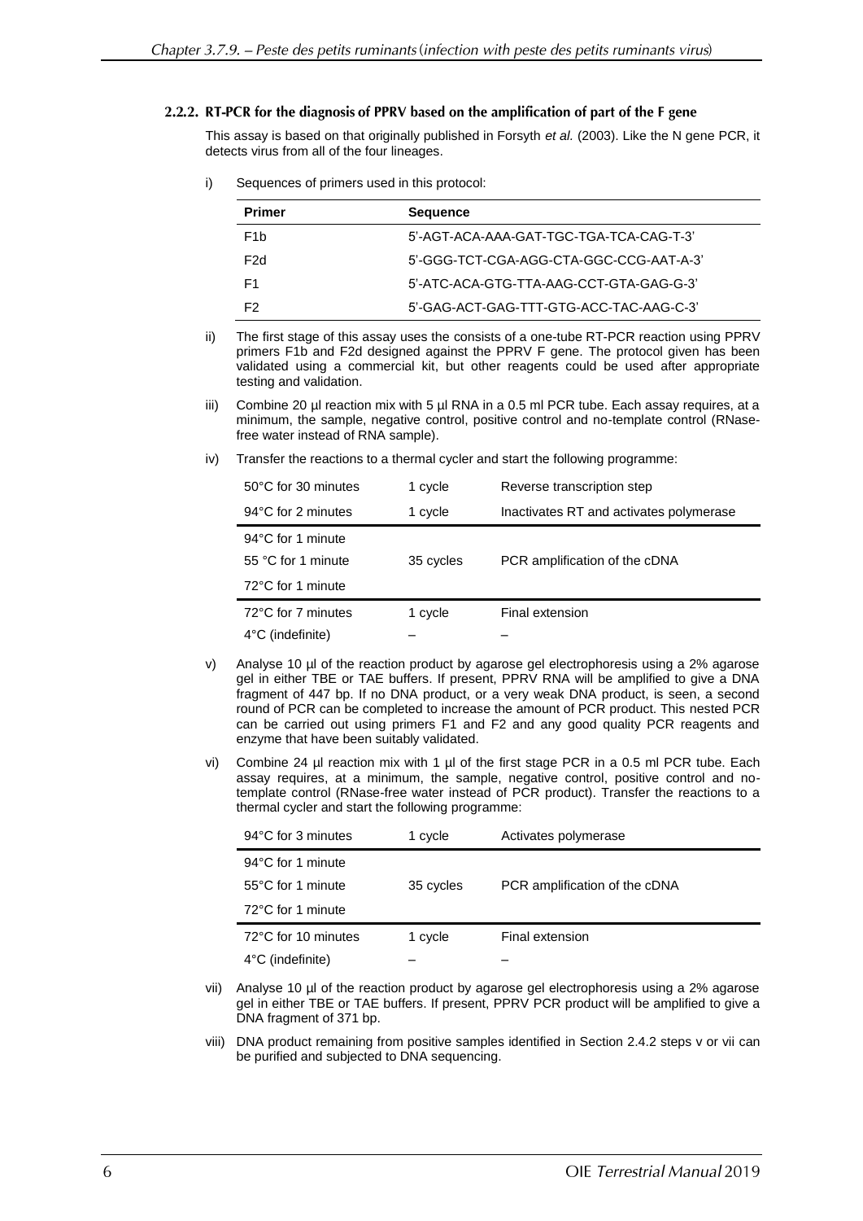#### 2.2.2. RT-PCR for the diagnosis of PPRV based on the amplification of part of the F gene

This assay is based on that originally published in Forsyth *et al.* (2003). Like the N gene PCR, it detects virus from all of the four lineages.

i) Sequences of primers used in this protocol:

| Primer | Sequence |
|---|---|
| F1b | 5'-AGT-ACA-AAA-GAT-TGC-TGA-TCA-CAG-T-3' |
| F2d | 5'-GGG-TCT-CGA-AGG-CTA-GGC-CCG-AAT-A-3' |
| F1 | 5'-ATC-ACA-GTG-TTA-AAG-CCT-GTA-GAG-G-3' |
| F2 | 5'-GAG-ACT-GAG-TTT-GTG-ACC-TAC-AAG-C-3' |

ii) The first stage of this assay uses the consists of a one-tube RT-PCR reaction using PPRV primers F1b and F2d designed against the PPRV F gene. The protocol given has been validated using a commercial kit, but other reagents could be used after appropriate testing and validation.

iii) Combine 20 µl reaction mix with 5 µl RNA in a 0.5 ml PCR tube. Each assay requires, at a minimum, the sample, negative control, positive control and no-template control (RNase-free water instead of RNA sample).

iv) Transfer the reactions to a thermal cycler and start the following programme:

| | | |
|---|---|---|
| 50°C for 30 minutes | 1 cycle | Reverse transcription step |
| 94°C for 2 minutes | 1 cycle | Inactivates RT and activates polymerase |
| 94°C for 1 minute<br>55 °C for 1 minute<br>72°C for 1 minute | 35 cycles | PCR amplification of the cDNA |
| 72°C for 7 minutes | 1 cycle | Final extension |
| 4°C (indefinite) | – | – |

v) Analyse 10 µl of the reaction product by agarose gel electrophoresis using a 2% agarose gel in either TBE or TAE buffers. If present, PPRV RNA will be amplified to give a DNA fragment of 447 bp. If no DNA product, or a very weak DNA product, is seen, a second round of PCR can be completed to increase the amount of PCR product. This nested PCR can be carried out using primers F1 and F2 and any good quality PCR reagents and enzyme that have been suitably validated.

vi) Combine 24 µl reaction mix with 1 µl of the first stage PCR in a 0.5 ml PCR tube. Each assay requires, at a minimum, the sample, negative control, positive control and no-template control (RNase-free water instead of PCR product). Transfer the reactions to a thermal cycler and start the following programme:

| | | |
|---|---|---|
| 94°C for 3 minutes | 1 cycle | Activates polymerase |
| 94°C for 1 minute<br>55°C for 1 minute<br>72°C for 1 minute | 35 cycles | PCR amplification of the cDNA |
| 72°C for 10 minutes | 1 cycle | Final extension |
| 4°C (indefinite) | – | – |

vii) Analyse 10 µl of the reaction product by agarose gel electrophoresis using a 2% agarose gel in either TBE or TAE buffers. If present, PPRV PCR product will be amplified to give a DNA fragment of 371 bp.

viii) DNA product remaining from positive samples identified in Section 2.4.2 steps v or vii can be purified and subjected to DNA sequencing.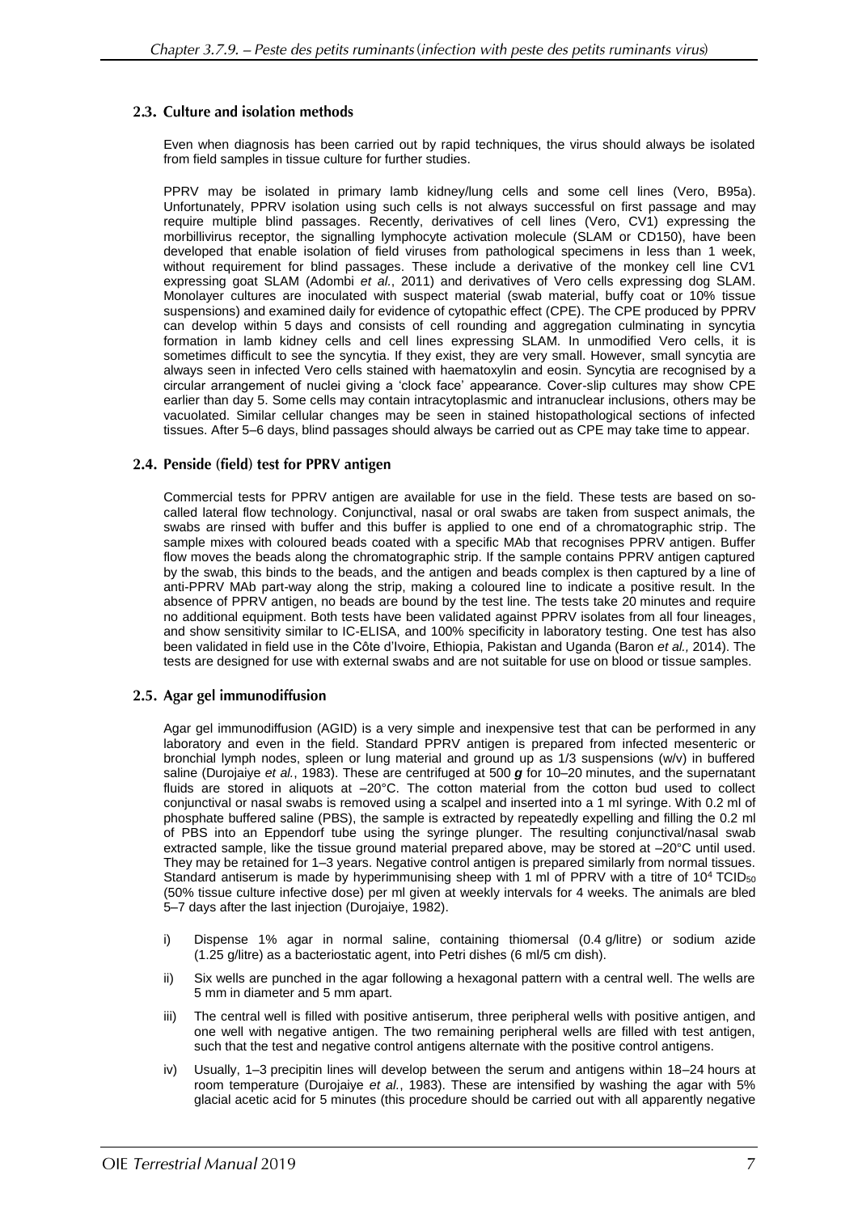### 2.3. Culture and isolation methods

Even when diagnosis has been carried out by rapid techniques, the virus should always be isolated from field samples in tissue culture for further studies.

PPRV may be isolated in primary lamb kidney/lung cells and some cell lines (Vero, B95a). Unfortunately, PPRV isolation using such cells is not always successful on first passage and may require multiple blind passages. Recently, derivatives of cell lines (Vero, CV1) expressing the morbillivirus receptor, the signalling lymphocyte activation molecule (SLAM or CD150), have been developed that enable isolation of field viruses from pathological specimens in less than 1 week, without requirement for blind passages. These include a derivative of the monkey cell line CV1 expressing goat SLAM (Adombi *et al.*, 2011) and derivatives of Vero cells expressing dog SLAM. Monolayer cultures are inoculated with suspect material (swab material, buffy coat or 10% tissue suspensions) and examined daily for evidence of cytopathic effect (CPE). The CPE produced by PPRV can develop within 5 days and consists of cell rounding and aggregation culminating in syncytia formation in lamb kidney cells and cell lines expressing SLAM. In unmodified Vero cells, it is sometimes difficult to see the syncytia. If they exist, they are very small. However, small syncytia are always seen in infected Vero cells stained with haematoxylin and eosin. Syncytia are recognised by a circular arrangement of nuclei giving a 'clock face' appearance. Cover-slip cultures may show CPE earlier than day 5. Some cells may contain intracytoplasmic and intranuclear inclusions, others may be vacuolated. Similar cellular changes may be seen in stained histopathological sections of infected tissues. After 5–6 days, blind passages should always be carried out as CPE may take time to appear.

### 2.4. Penside (field) test for PPRV antigen

Commercial tests for PPRV antigen are available for use in the field. These tests are based on so-called lateral flow technology. Conjunctival, nasal or oral swabs are taken from suspect animals, the swabs are rinsed with buffer and this buffer is applied to one end of a chromatographic strip. The sample mixes with coloured beads coated with a specific MAb that recognises PPRV antigen. Buffer flow moves the beads along the chromatographic strip. If the sample contains PPRV antigen captured by the swab, this binds to the beads, and the antigen and beads complex is then captured by a line of anti-PPRV MAb part-way along the strip, making a coloured line to indicate a positive result. In the absence of PPRV antigen, no beads are bound by the test line. The tests take 20 minutes and require no additional equipment. Both tests have been validated against PPRV isolates from all four lineages, and show sensitivity similar to IC-ELISA, and 100% specificity in laboratory testing. One test has also been validated in field use in the Côte d'Ivoire, Ethiopia, Pakistan and Uganda (Baron *et al.,* 2014). The tests are designed for use with external swabs and are not suitable for use on blood or tissue samples.

### 2.5. Agar gel immunodiffusion

Agar gel immunodiffusion (AGID) is a very simple and inexpensive test that can be performed in any laboratory and even in the field. Standard PPRV antigen is prepared from infected mesenteric or bronchial lymph nodes, spleen or lung material and ground up as 1/3 suspensions (w/v) in buffered saline (Durojaiye *et al.*, 1983). These are centrifuged at 500 ***g*** for 10–20 minutes, and the supernatant fluids are stored in aliquots at –20°C. The cotton material from the cotton bud used to collect conjunctival or nasal swabs is removed using a scalpel and inserted into a 1 ml syringe. With 0.2 ml of phosphate buffered saline (PBS), the sample is extracted by repeatedly expelling and filling the 0.2 ml of PBS into an Eppendorf tube using the syringe plunger. The resulting conjunctival/nasal swab extracted sample, like the tissue ground material prepared above, may be stored at –20°C until used. They may be retained for 1–3 years. Negative control antigen is prepared similarly from normal tissues. Standard antiserum is made by hyperimmunising sheep with 1 ml of PPRV with a titre of $10^4$ $TCID_{50}$ (50% tissue culture infective dose) per ml given at weekly intervals for 4 weeks. The animals are bled 5–7 days after the last injection (Durojaiye, 1982).

i) Dispense 1% agar in normal saline, containing thiomersal (0.4 g/litre) or sodium azide (1.25 g/litre) as a bacteriostatic agent, into Petri dishes (6 ml/5 cm dish).

ii) Six wells are punched in the agar following a hexagonal pattern with a central well. The wells are 5 mm in diameter and 5 mm apart.

iii) The central well is filled with positive antiserum, three peripheral wells with positive antigen, and one well with negative antigen. The two remaining peripheral wells are filled with test antigen, such that the test and negative control antigens alternate with the positive control antigens.

iv) Usually, 1–3 precipitin lines will develop between the serum and antigens within 18–24 hours at room temperature (Durojaiye *et al.*, 1983). These are intensified by washing the agar with 5% glacial acetic acid for 5 minutes (this procedure should be carried out with all apparently negative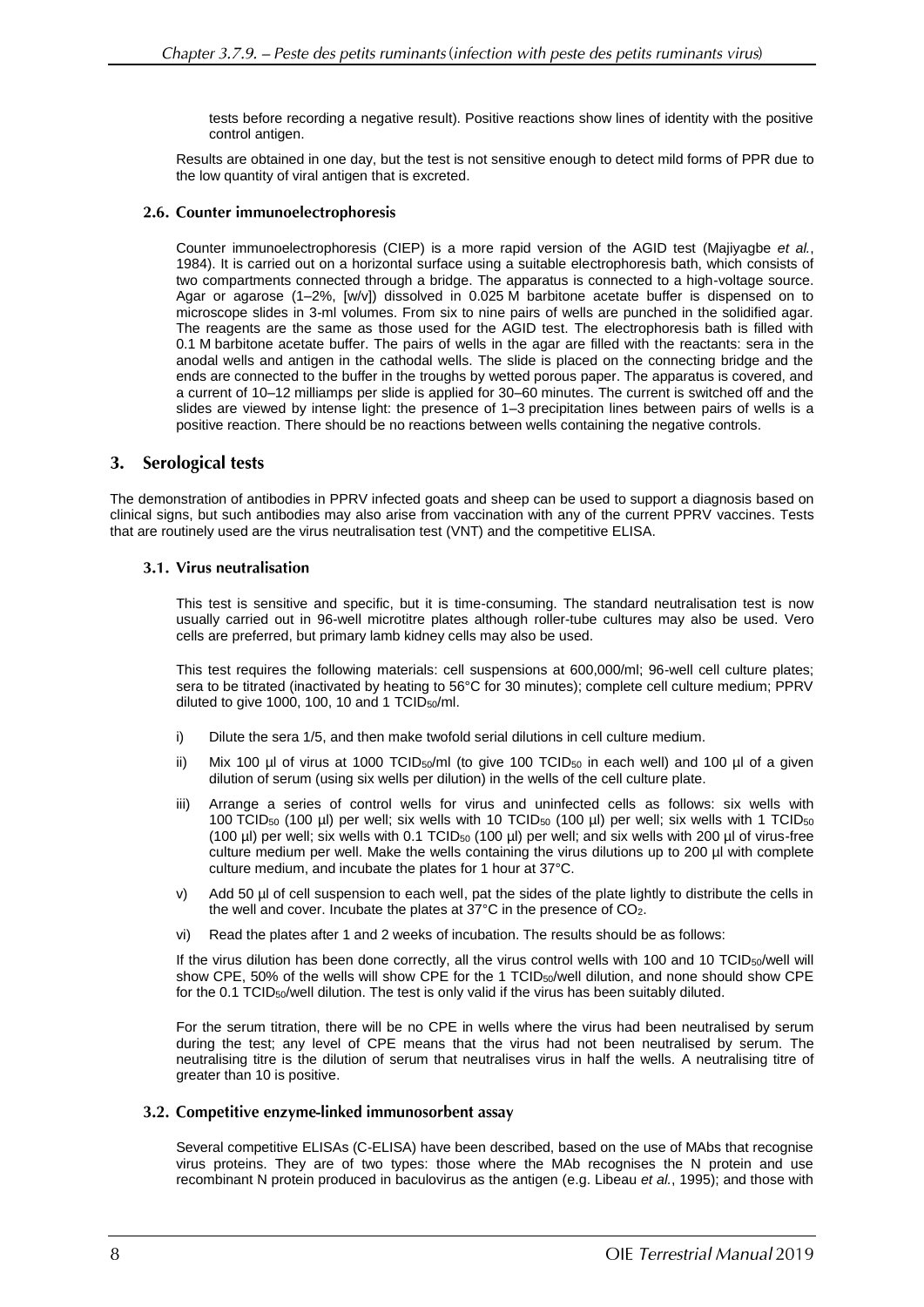tests before recording a negative result). Positive reactions show lines of identity with the positive control antigen.

Results are obtained in one day, but the test is not sensitive enough to detect mild forms of PPR due to the low quantity of viral antigen that is excreted.

### 2.6. Counter immunoelectrophoresis

Counter immunoelectrophoresis (CIEP) is a more rapid version of the AGID test (Majiyagbe *et al.*, 1984). It is carried out on a horizontal surface using a suitable electrophoresis bath, which consists of two compartments connected through a bridge. The apparatus is connected to a high-voltage source. Agar or agarose (1–2%, [w/v]) dissolved in 0.025 M barbitone acetate buffer is dispensed on to microscope slides in 3-ml volumes. From six to nine pairs of wells are punched in the solidified agar. The reagents are the same as those used for the AGID test. The electrophoresis bath is filled with 0.1 M barbitone acetate buffer. The pairs of wells in the agar are filled with the reactants: sera in the anodal wells and antigen in the cathodal wells. The slide is placed on the connecting bridge and the ends are connected to the buffer in the troughs by wetted porous paper. The apparatus is covered, and a current of 10–12 milliamps per slide is applied for 30–60 minutes. The current is switched off and the slides are viewed by intense light: the presence of 1–3 precipitation lines between pairs of wells is a positive reaction. There should be no reactions between wells containing the negative controls.

## 3. Serological tests

The demonstration of antibodies in PPRV infected goats and sheep can be used to support a diagnosis based on clinical signs, but such antibodies may also arise from vaccination with any of the current PPRV vaccines. Tests that are routinely used are the virus neutralisation test (VNT) and the competitive ELISA.

### 3.1. Virus neutralisation

This test is sensitive and specific, but it is time-consuming. The standard neutralisation test is now usually carried out in 96-well microtitre plates although roller-tube cultures may also be used. Vero cells are preferred, but primary lamb kidney cells may also be used.

This test requires the following materials: cell suspensions at 600,000/ml; 96-well cell culture plates; sera to be titrated (inactivated by heating to 56°C for 30 minutes); complete cell culture medium; PPRV diluted to give 1000, 100, 10 and 1 $TCID_{50}$/ml.

i) Dilute the sera 1/5, and then make twofold serial dilutions in cell culture medium.

ii) Mix 100 µl of virus at 1000 $TCID_{50}$/ml (to give 100 $TCID_{50}$ in each well) and 100 µl of a given dilution of serum (using six wells per dilution) in the wells of the cell culture plate.

iii) Arrange a series of control wells for virus and uninfected cells as follows: six wells with 100 $TCID_{50}$ (100 µl) per well; six wells with 10 $TCID_{50}$ (100 µl) per well; six wells with 1 $TCID_{50}$ (100 µl) per well; six wells with 0.1 $TCID_{50}$ (100 µl) per well; and six wells with 200 µl of virus-free culture medium per well. Make the wells containing the virus dilutions up to 200 µl with complete culture medium, and incubate the plates for 1 hour at 37°C.

v) Add 50 µl of cell suspension to each well, pat the sides of the plate lightly to distribute the cells in the well and cover. Incubate the plates at 37°C in the presence of $CO_2$.

vi) Read the plates after 1 and 2 weeks of incubation. The results should be as follows:

If the virus dilution has been done correctly, all the virus control wells with 100 and 10 $TCID_{50}$/well will show CPE, 50% of the wells will show CPE for the 1 $TCID_{50}$/well dilution, and none should show CPE for the 0.1 $TCID_{50}$/well dilution. The test is only valid if the virus has been suitably diluted.

For the serum titration, there will be no CPE in wells where the virus had been neutralised by serum during the test; any level of CPE means that the virus had not been neutralised by serum. The neutralising titre is the dilution of serum that neutralises virus in half the wells. A neutralising titre of greater than 10 is positive.

### 3.2. Competitive enzyme-linked immunosorbent assay

Several competitive ELISAs (C-ELISA) have been described, based on the use of MAbs that recognise virus proteins. They are of two types: those where the MAb recognises the N protein and use recombinant N protein produced in baculovirus as the antigen (e.g. Libeau *et al.*, 1995); and those with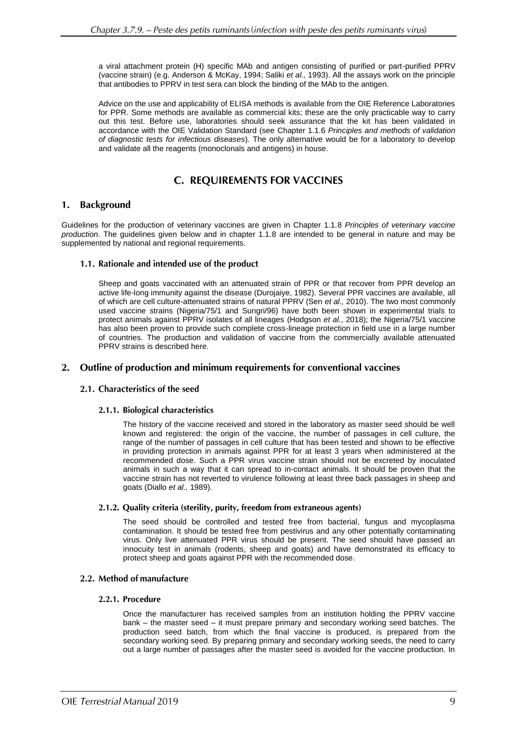a viral attachment protein (H) specific MAb and antigen consisting of purified or part-purified PPRV (vaccine strain) (e.g. Anderson & McKay, 1994; Saliki *et al.,* 1993). All the assays work on the principle that antibodies to PPRV in test sera can block the binding of the MAb to the antigen.

Advice on the use and applicability of ELISA methods is available from the OIE Reference Laboratories for PPR. Some methods are available as commercial kits; these are the only practicable way to carry out this test. Before use, laboratories should seek assurance that the kit has been validated in accordance with the OIE Validation Standard (see Chapter 1.1.6 *Principles and methods of validation of diagnostic tests for infectious diseases*). The only alternative would be for a laboratory to develop and validate all the reagents (monoclonals and antigens) in house.

## C. REQUIREMENTS FOR VACCINES

### 1. Background

Guidelines for the production of veterinary vaccines are given in Chapter 1.1.8 *Principles of veterinary vaccine production*. The guidelines given below and in chapter 1.1.8 are intended to be general in nature and may be supplemented by national and regional requirements.

#### 1.1. Rationale and intended use of the product

Sheep and goats vaccinated with an attenuated strain of PPR or that recover from PPR develop an active life-long immunity against the disease (Durojaiye, 1982). Several PPR vaccines are available, all of which are cell culture-attenuated strains of natural PPRV (Sen *et al.,* 2010). The two most commonly used vaccine strains (Nigeria/75/1 and Sungri/96) have both been shown in experimental trials to protect animals against PPRV isolates of all lineages (Hodgson *et al.*, 2018); the Nigeria/75/1 vaccine has also been proven to provide such complete cross-lineage protection in field use in a large number of countries. The production and validation of vaccine from the commercially available attenuated PPRV strains is described here.

### 2. Outline of production and minimum requirements for conventional vaccines

#### 2.1. Characteristics of the seed

##### 2.1.1. Biological characteristics

The history of the vaccine received and stored in the laboratory as master seed should be well known and registered: the origin of the vaccine, the number of passages in cell culture, the range of the number of passages in cell culture that has been tested and shown to be effective in providing protection in animals against PPR for at least 3 years when administered at the recommended dose. Such a PPR virus vaccine strain should not be excreted by inoculated animals in such a way that it can spread to in-contact animals. It should be proven that the vaccine strain has not reverted to virulence following at least three back passages in sheep and goats (Diallo *et al.,* 1989).

##### 2.1.2. Quality criteria (sterility, purity, freedom from extraneous agents)

The seed should be controlled and tested free from bacterial, fungus and mycoplasma contamination. It should be tested free from pestivirus and any other potentially contaminating virus. Only live attenuated PPR virus should be present. The seed should have passed an innocuity test in animals (rodents, sheep and goats) and have demonstrated its efficacy to protect sheep and goats against PPR with the recommended dose.

#### 2.2. Method of manufacture

##### 2.2.1. Procedure

Once the manufacturer has received samples from an institution holding the PPRV vaccine bank – the master seed – it must prepare primary and secondary working seed batches. The production seed batch, from which the final vaccine is produced, is prepared from the secondary working seed. By preparing primary and secondary working seeds, the need to carry out a large number of passages after the master seed is avoided for the vaccine production. In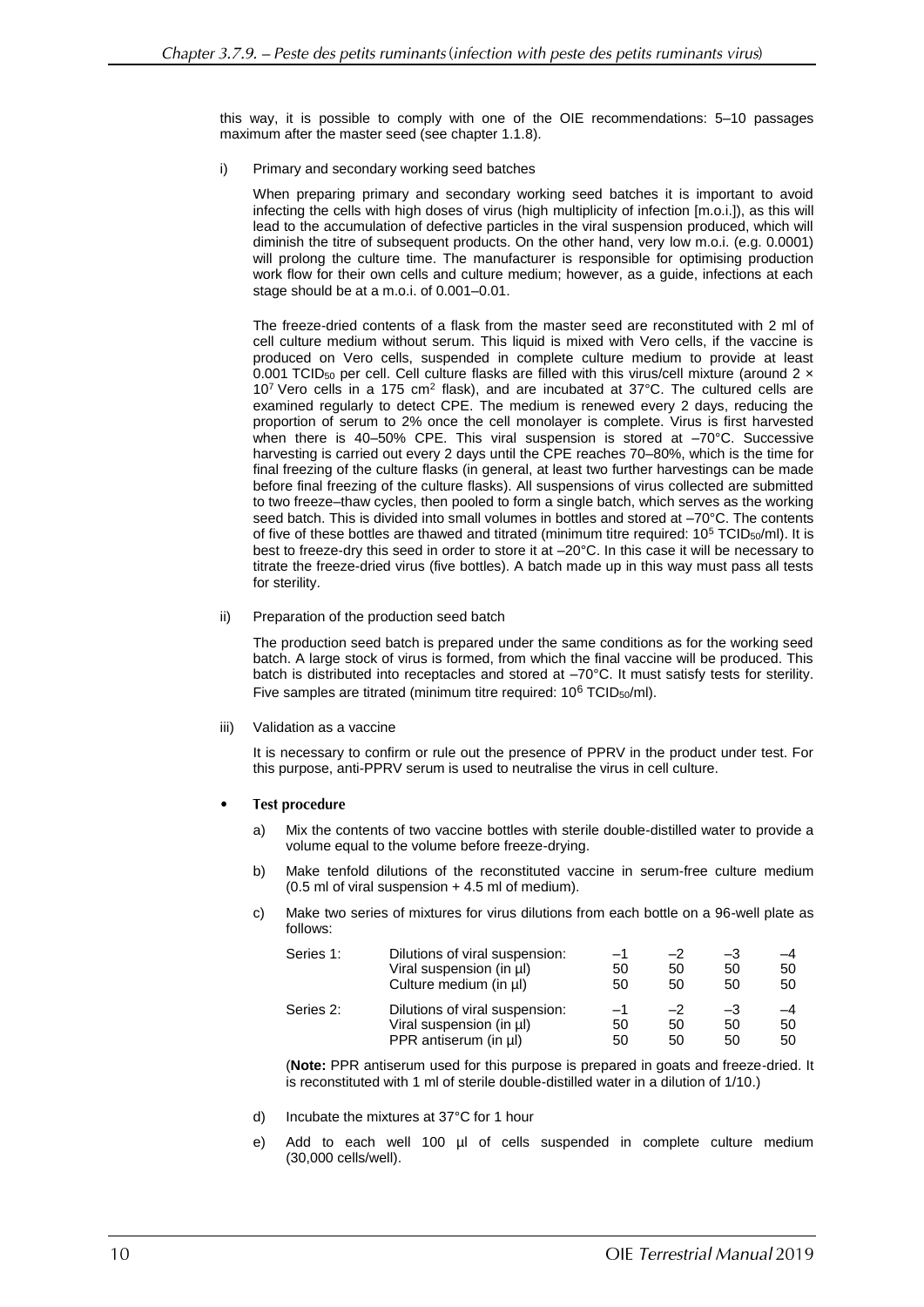this way, it is possible to comply with one of the OIE recommendations: 5–10 passages maximum after the master seed (see chapter 1.1.8).

i) Primary and secondary working seed batches

When preparing primary and secondary working seed batches it is important to avoid infecting the cells with high doses of virus (high multiplicity of infection [m.o.i.]), as this will lead to the accumulation of defective particles in the viral suspension produced, which will diminish the titre of subsequent products. On the other hand, very low m.o.i. (e.g. 0.0001) will prolong the culture time. The manufacturer is responsible for optimising production work flow for their own cells and culture medium; however, as a guide, infections at each stage should be at a m.o.i. of 0.001–0.01.

The freeze-dried contents of a flask from the master seed are reconstituted with 2 ml of cell culture medium without serum. This liquid is mixed with Vero cells, if the vaccine is produced on Vero cells, suspended in complete culture medium to provide at least 0.001 $TCID_{50}$ per cell. Cell culture flasks are filled with this virus/cell mixture (around $2 \times 10^7$ Vero cells in a 175 $cm^2$ flask), and are incubated at 37°C. The cultured cells are examined regularly to detect CPE. The medium is renewed every 2 days, reducing the proportion of serum to 2% once the cell monolayer is complete. Virus is first harvested when there is 40–50% CPE. This viral suspension is stored at –70°C. Successive harvesting is carried out every 2 days until the CPE reaches 70–80%, which is the time for final freezing of the culture flasks (in general, at least two further harvestings can be made before final freezing of the culture flasks). All suspensions of virus collected are submitted to two freeze–thaw cycles, then pooled to form a single batch, which serves as the working seed batch. This is divided into small volumes in bottles and stored at –70°C. The contents of five of these bottles are thawed and titrated (minimum titre required: $10^5$ $TCID_{50}$/ml). It is best to freeze-dry this seed in order to store it at –20°C. In this case it will be necessary to titrate the freeze-dried virus (five bottles). A batch made up in this way must pass all tests for sterility.

ii) Preparation of the production seed batch

The production seed batch is prepared under the same conditions as for the working seed batch. A large stock of virus is formed, from which the final vaccine will be produced. This batch is distributed into receptacles and stored at –70°C. It must satisfy tests for sterility. Five samples are titrated (minimum titre required: $10^6$ $TCID_{50}$/ml).

iii) Validation as a vaccine

It is necessary to confirm or rule out the presence of PPRV in the product under test. For this purpose, anti-PPRV serum is used to neutralise the virus in cell culture.

- **Test procedure**

a) Mix the contents of two vaccine bottles with sterile double-distilled water to provide a volume equal to the volume before freeze-drying.

b) Make tenfold dilutions of the reconstituted vaccine in serum-free culture medium (0.5 ml of viral suspension + 4.5 ml of medium).

c) Make two series of mixtures for virus dilutions from each bottle on a 96-well plate as follows:

| | | | | | |
|---|---|---|---|---|---|
| Series 1: | Dilutions of viral suspension: | –1 | –2 | –3 | –4 |
| | Viral suspension (in µl) | 50 | 50 | 50 | 50 |
| | Culture medium (in µl) | 50 | 50 | 50 | 50 |
| Series 2: | Dilutions of viral suspension: | –1 | –2 | –3 | –4 |
| | Viral suspension (in µl) | 50 | 50 | 50 | 50 |
| | PPR antiserum (in µl) | 50 | 50 | 50 | 50 |

(**Note:** PPR antiserum used for this purpose is prepared in goats and freeze-dried. It is reconstituted with 1 ml of sterile double-distilled water in a dilution of 1/10.)

d) Incubate the mixtures at 37°C for 1 hour

e) Add to each well 100 µl of cells suspended in complete culture medium (30,000 cells/well).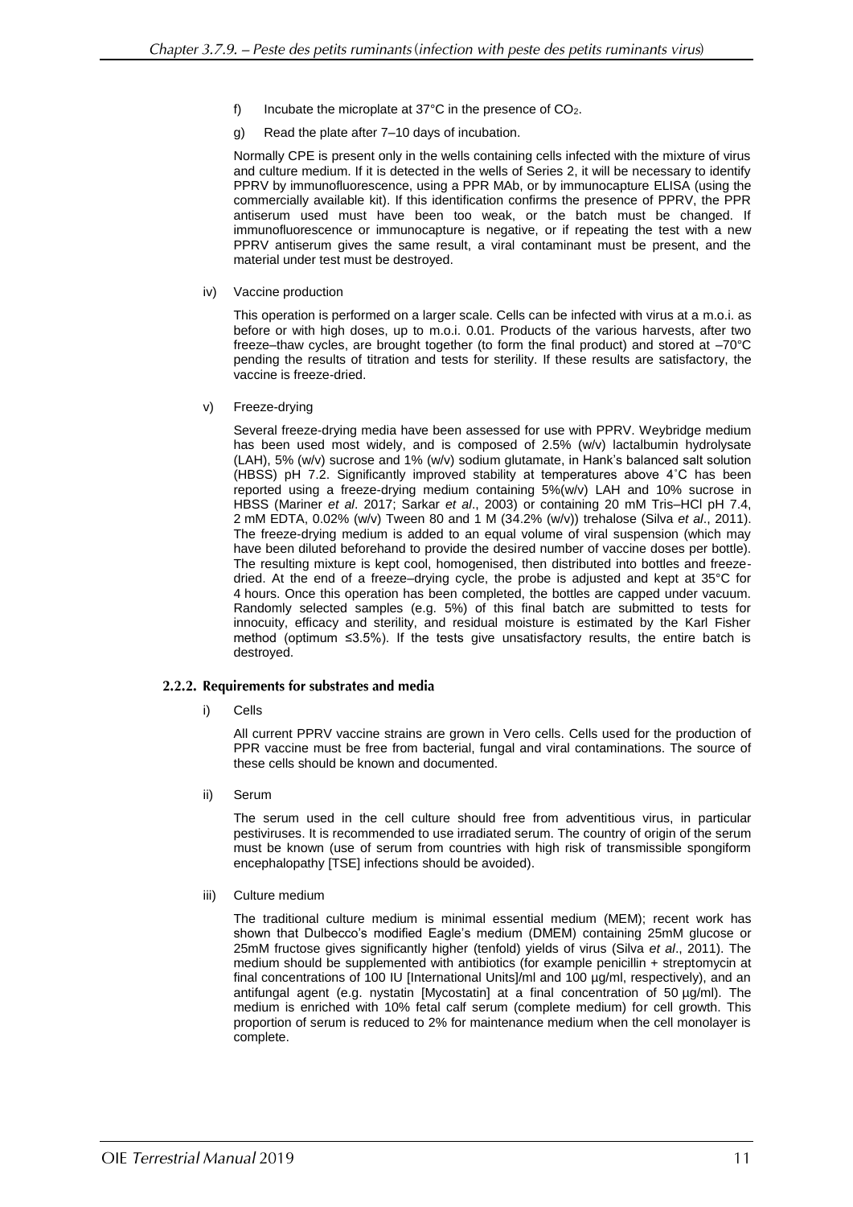f) Incubate the microplate at 37°C in the presence of $CO_2$.

g) Read the plate after 7–10 days of incubation.

Normally CPE is present only in the wells containing cells infected with the mixture of virus and culture medium. If it is detected in the wells of Series 2, it will be necessary to identify PPRV by immunofluorescence, using a PPR MAb, or by immunocapture ELISA (using the commercially available kit). If this identification confirms the presence of PPRV, the PPR antiserum used must have been too weak, or the batch must be changed. If immunofluorescence or immunocapture is negative, or if repeating the test with a new PPRV antiserum gives the same result, a viral contaminant must be present, and the material under test must be destroyed.

iv) Vaccine production

This operation is performed on a larger scale. Cells can be infected with virus at a m.o.i. as before or with high doses, up to m.o.i. 0.01. Products of the various harvests, after two freeze–thaw cycles, are brought together (to form the final product) and stored at –70°C pending the results of titration and tests for sterility. If these results are satisfactory, the vaccine is freeze-dried.

v) Freeze-drying

Several freeze-drying media have been assessed for use with PPRV. Weybridge medium has been used most widely, and is composed of 2.5% (w/v) lactalbumin hydrolysate (LAH), 5% (w/v) sucrose and 1% (w/v) sodium glutamate, in Hank's balanced salt solution (HBSS) pH 7.2. Significantly improved stability at temperatures above 4˚C has been reported using a freeze-drying medium containing 5%(w/v) LAH and 10% sucrose in HBSS (Mariner *et al*. 2017; Sarkar *et al*., 2003) or containing 20 mM Tris–HCl pH 7.4, 2 mM EDTA, 0.02% (w/v) Tween 80 and 1 M (34.2% (w/v)) trehalose (Silva *et al*., 2011). The freeze-drying medium is added to an equal volume of viral suspension (which may have been diluted beforehand to provide the desired number of vaccine doses per bottle). The resulting mixture is kept cool, homogenised, then distributed into bottles and freeze-dried. At the end of a freeze–drying cycle, the probe is adjusted and kept at 35°C for 4 hours. Once this operation has been completed, the bottles are capped under vacuum. Randomly selected samples (e.g. 5%) of this final batch are submitted to tests for innocuity, efficacy and sterility, and residual moisture is estimated by the Karl Fisher method (optimum ≤3.5%). If the tests give unsatisfactory results, the entire batch is destroyed.

### 2.2.2. Requirements for substrates and media

i) Cells

All current PPRV vaccine strains are grown in Vero cells. Cells used for the production of PPR vaccine must be free from bacterial, fungal and viral contaminations. The source of these cells should be known and documented.

ii) Serum

The serum used in the cell culture should free from adventitious virus, in particular pestiviruses. It is recommended to use irradiated serum. The country of origin of the serum must be known (use of serum from countries with high risk of transmissible spongiform encephalopathy [TSE] infections should be avoided).

iii) Culture medium

The traditional culture medium is minimal essential medium (MEM); recent work has shown that Dulbecco's modified Eagle's medium (DMEM) containing 25mM glucose or 25mM fructose gives significantly higher (tenfold) yields of virus (Silva *et al*., 2011). The medium should be supplemented with antibiotics (for example penicillin + streptomycin at final concentrations of 100 IU [International Units]/ml and 100 µg/ml, respectively), and an antifungal agent (e.g. nystatin [Mycostatin] at a final concentration of 50 µg/ml). The medium is enriched with 10% fetal calf serum (complete medium) for cell growth. This proportion of serum is reduced to 2% for maintenance medium when the cell monolayer is complete.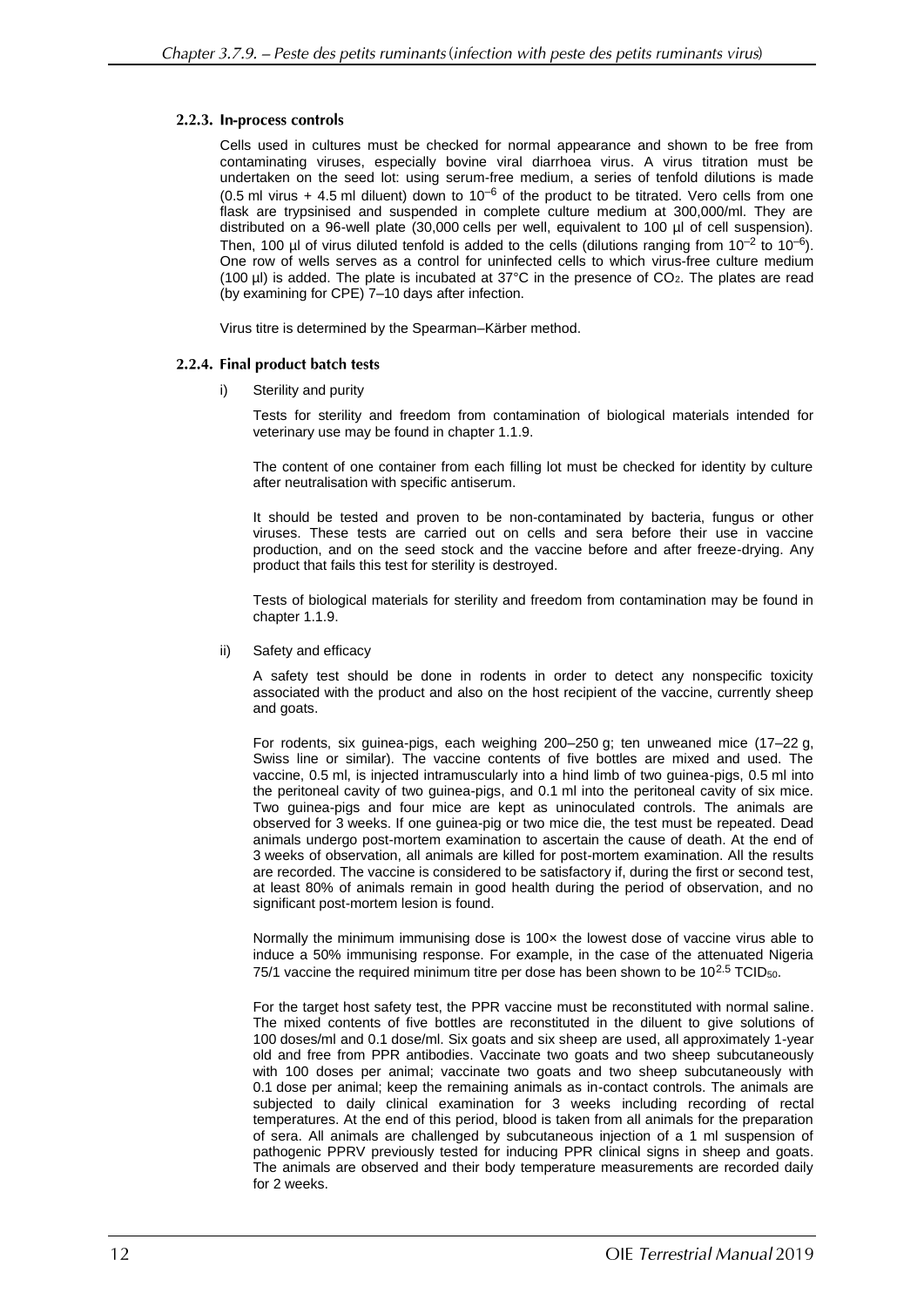#### 2.2.3. In-process controls

Cells used in cultures must be checked for normal appearance and shown to be free from contaminating viruses, especially bovine viral diarrhoea virus. A virus titration must be undertaken on the seed lot: using serum-free medium, a series of tenfold dilutions is made (0.5 ml virus + 4.5 ml diluent) down to $10^{-6}$ of the product to be titrated. Vero cells from one flask are trypsinised and suspended in complete culture medium at 300,000/ml. They are distributed on a 96-well plate (30,000 cells per well, equivalent to 100 µl of cell suspension). Then, 100 µl of virus diluted tenfold is added to the cells (dilutions ranging from $10^{-2}$ to $10^{-6}$). One row of wells serves as a control for uninfected cells to which virus-free culture medium (100 µl) is added. The plate is incubated at 37°C in the presence of $CO_2$. The plates are read (by examining for CPE) 7–10 days after infection.

Virus titre is determined by the Spearman–Kärber method.

#### 2.2.4. Final product batch tests

i) Sterility and purity

Tests for sterility and freedom from contamination of biological materials intended for veterinary use may be found in chapter 1.1.9.

The content of one container from each filling lot must be checked for identity by culture after neutralisation with specific antiserum.

It should be tested and proven to be non-contaminated by bacteria, fungus or other viruses. These tests are carried out on cells and sera before their use in vaccine production, and on the seed stock and the vaccine before and after freeze-drying. Any product that fails this test for sterility is destroyed.

Tests of biological materials for sterility and freedom from contamination may be found in chapter 1.1.9.

ii) Safety and efficacy

A safety test should be done in rodents in order to detect any nonspecific toxicity associated with the product and also on the host recipient of the vaccine, currently sheep and goats.

For rodents, six guinea-pigs, each weighing 200–250 g; ten unweaned mice (17–22 g, Swiss line or similar). The vaccine contents of five bottles are mixed and used. The vaccine, 0.5 ml, is injected intramuscularly into a hind limb of two guinea-pigs, 0.5 ml into the peritoneal cavity of two guinea-pigs, and 0.1 ml into the peritoneal cavity of six mice. Two guinea-pigs and four mice are kept as uninoculated controls. The animals are observed for 3 weeks. If one guinea-pig or two mice die, the test must be repeated. Dead animals undergo post-mortem examination to ascertain the cause of death. At the end of 3 weeks of observation, all animals are killed for post-mortem examination. All the results are recorded. The vaccine is considered to be satisfactory if, during the first or second test, at least 80% of animals remain in good health during the period of observation, and no significant post-mortem lesion is found.

Normally the minimum immunising dose is 100× the lowest dose of vaccine virus able to induce a 50% immunising response. For example, in the case of the attenuated Nigeria 75/1 vaccine the required minimum titre per dose has been shown to be $10^{2.5}$ $TCID_{50}$.

For the target host safety test, the PPR vaccine must be reconstituted with normal saline. The mixed contents of five bottles are reconstituted in the diluent to give solutions of 100 doses/ml and 0.1 dose/ml. Six goats and six sheep are used, all approximately 1-year old and free from PPR antibodies. Vaccinate two goats and two sheep subcutaneously with 100 doses per animal; vaccinate two goats and two sheep subcutaneously with 0.1 dose per animal; keep the remaining animals as in-contact controls. The animals are subjected to daily clinical examination for 3 weeks including recording of rectal temperatures. At the end of this period, blood is taken from all animals for the preparation of sera. All animals are challenged by subcutaneous injection of a 1 ml suspension of pathogenic PPRV previously tested for inducing PPR clinical signs in sheep and goats. The animals are observed and their body temperature measurements are recorded daily for 2 weeks.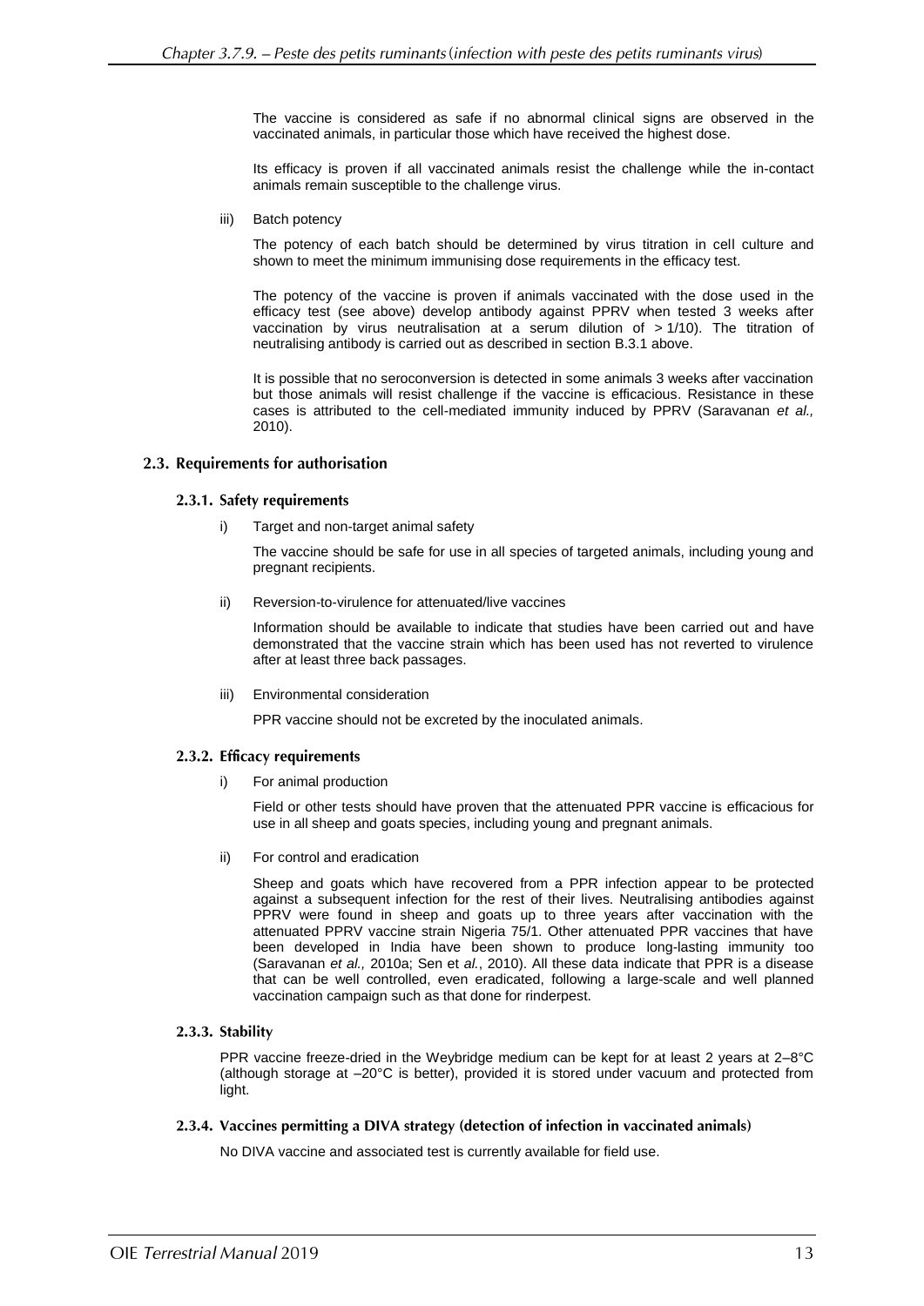The vaccine is considered as safe if no abnormal clinical signs are observed in the vaccinated animals, in particular those which have received the highest dose.

Its efficacy is proven if all vaccinated animals resist the challenge while the in-contact animals remain susceptible to the challenge virus.

iii) Batch potency

The potency of each batch should be determined by virus titration in cell culture and shown to meet the minimum immunising dose requirements in the efficacy test.

The potency of the vaccine is proven if animals vaccinated with the dose used in the efficacy test (see above) develop antibody against PPRV when tested 3 weeks after vaccination by virus neutralisation at a serum dilution of > 1/10). The titration of neutralising antibody is carried out as described in section B.3.1 above.

It is possible that no seroconversion is detected in some animals 3 weeks after vaccination but those animals will resist challenge if the vaccine is efficacious. Resistance in these cases is attributed to the cell-mediated immunity induced by PPRV (Saravanan *et al.,* 2010).

## 2.3. Requirements for authorisation

### 2.3.1. Safety requirements

i) Target and non-target animal safety

The vaccine should be safe for use in all species of targeted animals, including young and pregnant recipients.

ii) Reversion-to-virulence for attenuated/live vaccines

Information should be available to indicate that studies have been carried out and have demonstrated that the vaccine strain which has been used has not reverted to virulence after at least three back passages.

iii) Environmental consideration

PPR vaccine should not be excreted by the inoculated animals.

### 2.3.2. Efficacy requirements

i) For animal production

Field or other tests should have proven that the attenuated PPR vaccine is efficacious for use in all sheep and goats species, including young and pregnant animals.

ii) For control and eradication

Sheep and goats which have recovered from a PPR infection appear to be protected against a subsequent infection for the rest of their lives. Neutralising antibodies against PPRV were found in sheep and goats up to three years after vaccination with the attenuated PPRV vaccine strain Nigeria 75/1. Other attenuated PPR vaccines that have been developed in India have been shown to produce long-lasting immunity too (Saravanan *et al.,* 2010a; Sen et *al.*, 2010). All these data indicate that PPR is a disease that can be well controlled, even eradicated, following a large-scale and well planned vaccination campaign such as that done for rinderpest.

### 2.3.3. Stability

PPR vaccine freeze-dried in the Weybridge medium can be kept for at least 2 years at 2–8°C (although storage at –20°C is better), provided it is stored under vacuum and protected from light.

### 2.3.4. Vaccines permitting a DIVA strategy (detection of infection in vaccinated animals)

No DIVA vaccine and associated test is currently available for field use.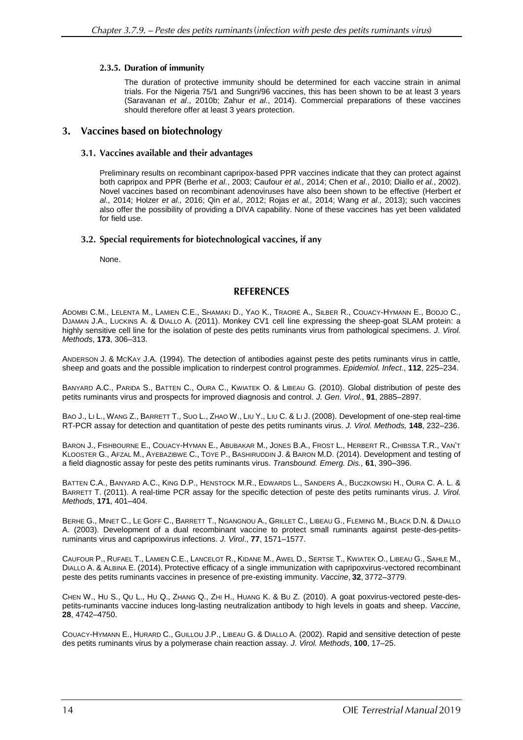#### 2.3.5. Duration of immunity

The duration of protective immunity should be determined for each vaccine strain in animal trials. For the Nigeria 75/1 and Sungri/96 vaccines, this has been shown to be at least 3 years (Saravanan *et al*., 2010b; Zahur *et al*., 2014). Commercial preparations of these vaccines should therefore offer at least 3 years protection.

## 3. Vaccines based on biotechnology

### 3.1. Vaccines available and their advantages

Preliminary results on recombinant capripox-based PPR vaccines indicate that they can protect against both capripox and PPR (Berhe *et al.*, 2003; Caufour *et al.,* 2014; Chen *et al*., 2010; Diallo *et al.*, 2002). Novel vaccines based on recombinant adenoviruses have also been shown to be effective (Herbert *et al.,* 2014; Holzer *et al.,* 2016; Qin *et al.,* 2012; Rojas *et al.,* 2014; Wang *et al.,* 2013); such vaccines also offer the possibility of providing a DIVA capability. None of these vaccines has yet been validated for field use.

### 3.2. Special requirements for biotechnological vaccines, if any

None.

## REFERENCES

ADOMBI C.M., LELENTA M., LAMIEN C.E., SHAMAKI D., YAO K., TRAORÉ A., SILBER R., COUACY-HYMANN E., BODJO C., DJAMAN J.A., LUCKINS A. & DIALLO A. (2011). Monkey CV1 cell line expressing the sheep-goat SLAM protein: a highly sensitive cell line for the isolation of peste des petits ruminants virus from pathological specimens. *J. Virol. Methods*, **173**, 306–313.

ANDERSON J. & MCKAY J.A. (1994). The detection of antibodies against peste des petits ruminants virus in cattle, sheep and goats and the possible implication to rinderpest control programmes. *Epidemiol. Infect*., **112**, 225–234.

BANYARD A.C., PARIDA S., BATTEN C., OURA C., KWIATEK O. & LIBEAU G. (2010). Global distribution of peste des petits ruminants virus and prospects for improved diagnosis and control. *J. Gen. Virol.*, **91**, 2885–2897.

BAO J., LI L., WANG Z., BARRETT T., SUO L., ZHAO W., LIU Y., LIU C. & LI J. (2008). Development of one-step real-time RT-PCR assay for detection and quantitation of peste des petits ruminants virus. *J. Virol. Methods,* **148**, 232–236.

BARON J., FISHBOURNE E., COUACY-HYMAN E., ABUBAKAR M., JONES B.A., FROST L., HERBERT R., CHIBSSA T.R., VAN'T KLOOSTER G., AFZAL M., AYEBAZIBWE C., TOYE P., BASHIRUDDIN J. & BARON M.D. (2014). Development and testing of a field diagnostic assay for peste des petits ruminants virus. *Transbound. Emerg. Dis.,* **61**, 390–396.

BATTEN C.A., BANYARD A.C., KING D.P., HENSTOCK M.R., EDWARDS L., SANDERS A., BUCZKOWSKI H., OURA C. A. L. & BARRETT T. (2011). A real-time PCR assay for the specific detection of peste des petits ruminants virus. *J. Virol. Methods*, **171**, 401–404.

BERHE G., MINET C., LE GOFF C., BARRETT T., NGANGNOU A., GRILLET C., LIBEAU G., FLEMING M., BLACK D.N. & DIALLO A. (2003). Development of a dual recombinant vaccine to protect small ruminants against peste-des-petits-ruminants virus and capripoxvirus infections. *J. Virol*., **77**, 1571–1577.

CAUFOUR P., RUFAEL T., LAMIEN C.E., LANCELOT R., KIDANE M., AWEL D., SERTSE T., KWIATEK O., LIBEAU G., SAHLE M., DIALLO A. & ALBINA E. (2014). Protective efficacy of a single immunization with capripoxvirus-vectored recombinant peste des petits ruminants vaccines in presence of pre-existing immunity. *Vaccine*, **32**, 3772–3779.

CHEN W., HU S., QU L., HU Q., ZHANG Q., ZHI H., HUANG K. & BU Z. (2010). A goat poxvirus-vectored peste-des-petits-ruminants vaccine induces long-lasting neutralization antibody to high levels in goats and sheep. *Vaccine,* **28**, 4742–4750.

COUACY-HYMANN E., HURARD C., GUILLOU J.P., LIBEAU G. & DIALLO A. (2002). Rapid and sensitive detection of peste des petits ruminants virus by a polymerase chain reaction assay. *J. Virol. Methods*, **100**, 17–25.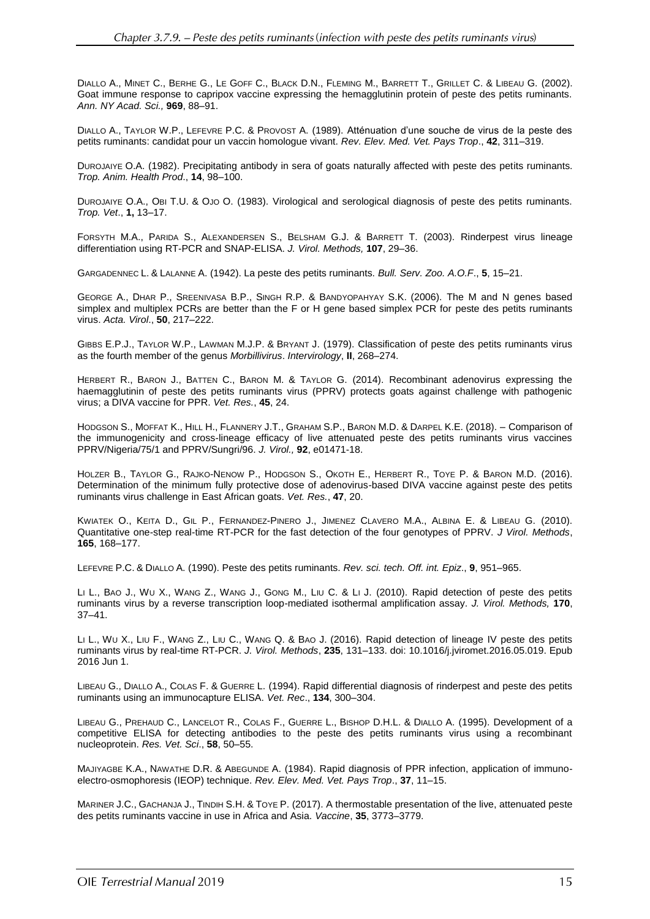DIALLO A., MINET C., BERHE G., LE GOFF C., BLACK D.N., FLEMING M., BARRETT T., GRILLET C. & LIBEAU G. (2002). Goat immune response to capripox vaccine expressing the hemagglutinin protein of peste des petits ruminants. *Ann. NY Acad. Sci.,* **969**, 88–91.

DIALLO A., TAYLOR W.P., LEFEVRE P.C. & PROVOST A. (1989). Atténuation d'une souche de virus de la peste des petits ruminants: candidat pour un vaccin homologue vivant. *Rev. Elev. Med. Vet. Pays Trop*., **42**, 311–319.

DUROJAIYE O.A. (1982). Precipitating antibody in sera of goats naturally affected with peste des petits ruminants. *Trop. Anim. Health Prod*., **14**, 98–100.

DUROJAIYE O.A., OBI T.U. & OJO O. (1983). Virological and serological diagnosis of peste des petits ruminants. *Trop. Vet*., **1,** 13–17.

FORSYTH M.A., PARIDA S., ALEXANDERSEN S., BELSHAM G.J. & BARRETT T. (2003). Rinderpest virus lineage differentiation using RT-PCR and SNAP-ELISA. *J. Virol. Methods,* **107**, 29–36.

GARGADENNEC L. & LALANNE A. (1942). La peste des petits ruminants. *Bull. Serv. Zoo. A.O.F*., **5**, 15–21.

GEORGE A., DHAR P., SREENIVASA B.P., SINGH R.P. & BANDYOPAHYAY S.K. (2006). The M and N genes based simplex and multiplex PCRs are better than the F or H gene based simplex PCR for peste des petits ruminants virus. *Acta. Virol*., **50**, 217–222.

GIBBS E.P.J., TAYLOR W.P., LAWMAN M.J.P. & BRYANT J. (1979). Classification of peste des petits ruminants virus as the fourth member of the genus *Morbillivirus*. *Intervirology*, **II**, 268–274.

HERBERT R., BARON J., BATTEN C., BARON M. & TAYLOR G. (2014). Recombinant adenovirus expressing the haemagglutinin of peste des petits ruminants virus (PPRV) protects goats against challenge with pathogenic virus; a DIVA vaccine for PPR. *Vet. Res.*, **45**, 24.

HODGSON S., MOFFAT K., HILL H., FLANNERY J.T., GRAHAM S.P., BARON M.D. & DARPEL K.E. (2018). – Comparison of the immunogenicity and cross-lineage efficacy of live attenuated peste des petits ruminants virus vaccines PPRV/Nigeria/75/1 and PPRV/Sungri/96. *J. Virol.,* **92**, e01471-18.

HOLZER B., TAYLOR G., RAJKO-NENOW P., HODGSON S., OKOTH E., HERBERT R., TOYE P. & BARON M.D. (2016). Determination of the minimum fully protective dose of adenovirus-based DIVA vaccine against peste des petits ruminants virus challenge in East African goats. *Vet. Res.*, **47**, 20.

KWIATEK O., KEITA D., GIL P., FERNANDEZ-PINERO J., JIMENEZ CLAVERO M.A., ALBINA E. & LIBEAU G. (2010). Quantitative one-step real-time RT-PCR for the fast detection of the four genotypes of PPRV. *J Virol. Methods*, **165**, 168–177.

LEFEVRE P.C. & DIALLO A. (1990). Peste des petits ruminants. *Rev. sci. tech. Off. int. Epiz*., **9**, 951–965.

LI L., BAO J., WU X., WANG Z., WANG J., GONG M., LIU C. & LI J. (2010). Rapid detection of peste des petits ruminants virus by a reverse transcription loop-mediated isothermal amplification assay. *J. Virol. Methods,* **170**, 37–41.

LI L., WU X., LIU F., WANG Z., LIU C., WANG Q. & BAO J. (2016). Rapid detection of lineage IV peste des petits ruminants virus by real-time RT-PCR. *J. Virol. Methods*, **235**, 131–133. doi: 10.1016/j.jviromet.2016.05.019. Epub 2016 Jun 1.

LIBEAU G., DIALLO A., COLAS F. & GUERRE L. (1994). Rapid differential diagnosis of rinderpest and peste des petits ruminants using an immunocapture ELISA. *Vet. Rec*., **134**, 300–304.

LIBEAU G., PREHAUD C., LANCELOT R., COLAS F., GUERRE L., BISHOP D.H.L. & DIALLO A. (1995). Development of a competitive ELISA for detecting antibodies to the peste des petits ruminants virus using a recombinant nucleoprotein. *Res. Vet. Sci*., **58**, 50–55.

MAJIYAGBE K.A., NAWATHE D.R. & ABEGUNDE A. (1984). Rapid diagnosis of PPR infection, application of immuno-electro-osmophoresis (IEOP) technique. *Rev. Elev. Med. Vet. Pays Trop*., **37**, 11–15.

MARINER J.C., GACHANJA J., TINDIH S.H. & TOYE P. (2017). A thermostable presentation of the live, attenuated peste des petits ruminants vaccine in use in Africa and Asia. *Vaccine*, **35**, 3773–3779.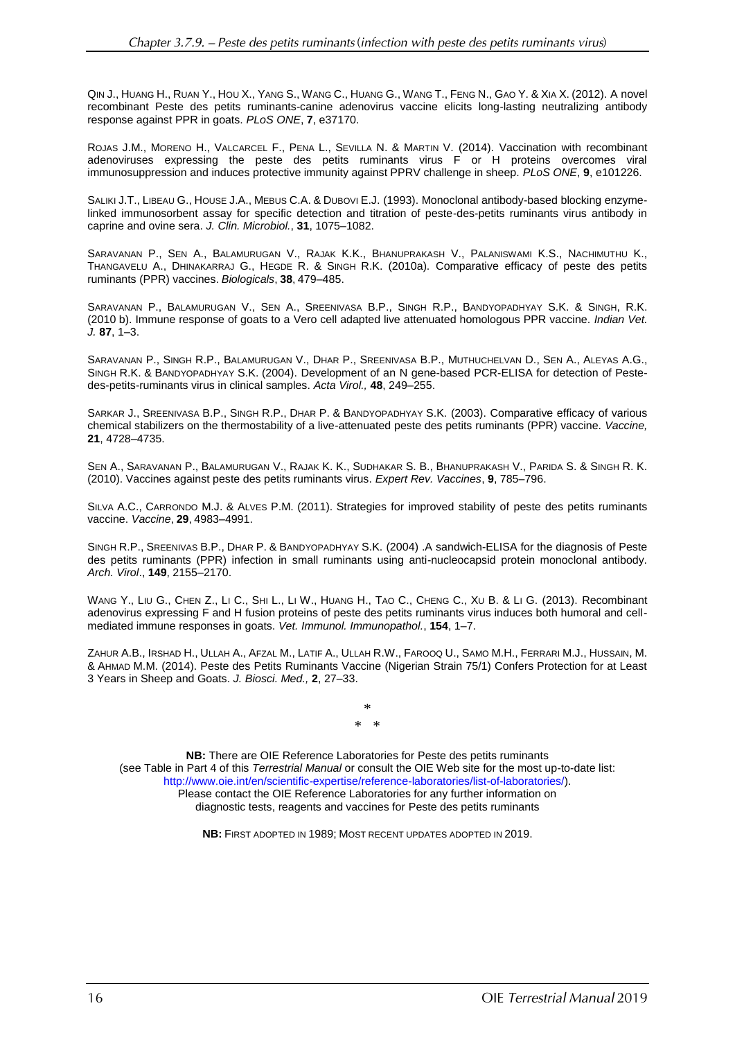QIN J., HUANG H., RUAN Y., HOU X., YANG S., WANG C., HUANG G., WANG T., FENG N., GAO Y. & XIA X. (2012). A novel recombinant Peste des petits ruminants-canine adenovirus vaccine elicits long-lasting neutralizing antibody response against PPR in goats. *PLoS ONE*, **7**, e37170.

ROJAS J.M., MORENO H., VALCARCEL F., PENA L., SEVILLA N. & MARTIN V. (2014). Vaccination with recombinant adenoviruses expressing the peste des petits ruminants virus F or H proteins overcomes viral immunosuppression and induces protective immunity against PPRV challenge in sheep. *PLoS ONE*, **9**, e101226.

SALIKI J.T., LIBEAU G., HOUSE J.A., MEBUS C.A. & DUBOVI E.J. (1993). Monoclonal antibody-based blocking enzyme-linked immunosorbent assay for specific detection and titration of peste-des-petits ruminants virus antibody in caprine and ovine sera. *J. Clin. Microbiol.*, **31**, 1075–1082.

SARAVANAN P., SEN A., BALAMURUGAN V., RAJAK K.K., BHANUPRAKASH V., PALANISWAMI K.S., NACHIMUTHU K., THANGAVELU A., DHINAKARRAJ G., HEGDE R. & SINGH R.K. (2010a). Comparative efficacy of peste des petits ruminants (PPR) vaccines. *Biologicals*, **38**, 479–485.

SARAVANAN P., BALAMURUGAN V., SEN A., SREENIVASA B.P., SINGH R.P., BANDYOPADHYAY S.K. & SINGH, R.K. (2010 b). Immune response of goats to a Vero cell adapted live attenuated homologous PPR vaccine. *Indian Vet. J.* **87**, 1–3.

SARAVANAN P., SINGH R.P., BALAMURUGAN V., DHAR P., SREENIVASA B.P., MUTHUCHELVAN D., SEN A., ALEYAS A.G., SINGH R.K. & BANDYOPADHYAY S.K. (2004). Development of an N gene-based PCR-ELISA for detection of Peste-des-petits-ruminants virus in clinical samples. *Acta Virol.,* **48**, 249–255.

SARKAR J., SREENIVASA B.P., SINGH R.P., DHAR P. & BANDYOPADHYAY S.K. (2003). Comparative efficacy of various chemical stabilizers on the thermostability of a live-attenuated peste des petits ruminants (PPR) vaccine. *Vaccine,* **21**, 4728–4735.

SEN A., SARAVANAN P., BALAMURUGAN V., RAJAK K. K., SUDHAKAR S. B., BHANUPRAKASH V., PARIDA S. & SINGH R. K. (2010). Vaccines against peste des petits ruminants virus. *Expert Rev. Vaccines*, **9**, 785–796.

SILVA A.C., CARRONDO M.J. & ALVES P.M. (2011). Strategies for improved stability of peste des petits ruminants vaccine. *Vaccine*, **29**, 4983–4991.

SINGH R.P., SREENIVAS B.P., DHAR P. & BANDYOPADHYAY S.K. (2004) .A sandwich-ELISA for the diagnosis of Peste des petits ruminants (PPR) infection in small ruminants using anti-nucleocapsid protein monoclonal antibody. *Arch. Virol*., **149**, 2155–2170.

WANG Y., LIU G., CHEN Z., LI C., SHI L., LI W., HUANG H., TAO C., CHENG C., XU B. & LI G. (2013). Recombinant adenovirus expressing F and H fusion proteins of peste des petits ruminants virus induces both humoral and cell-mediated immune responses in goats. *Vet. Immunol. Immunopathol.*, **154**, 1–7.

ZAHUR A.B., IRSHAD H., ULLAH A., AFZAL M., LATIF A., ULLAH R.W., FAROOQ U., SAMO M.H., FERRARI M.J., HUSSAIN, M. & AHMAD M.M. (2014). Peste des Petits Ruminants Vaccine (Nigerian Strain 75/1) Confers Protection for at Least 3 Years in Sheep and Goats. *J. Biosci. Med.,* **2**, 27–33.

\*

\* \*

**NB:** There are OIE Reference Laboratories for Peste des petits ruminants (see Table in Part 4 of this *Terrestrial Manual* or consult the OIE Web site for the most up-to-date list: http://www.oie.int/en/scientific-expertise/reference-laboratories/list-of-laboratories/). Please contact the OIE Reference Laboratories for any further information on diagnostic tests, reagents and vaccines for Peste des petits ruminants

**NB:** FIRST ADOPTED IN 1989; MOST RECENT UPDATES ADOPTED IN 2019.